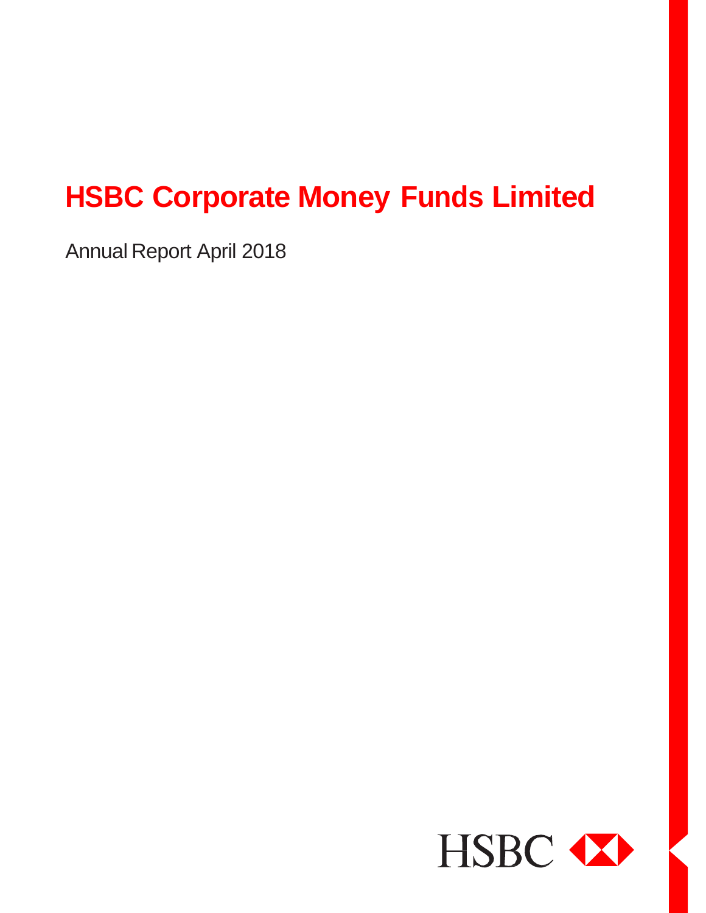# HSBC Corporate Money Funds Limited

Annual Report April 2018

HSBC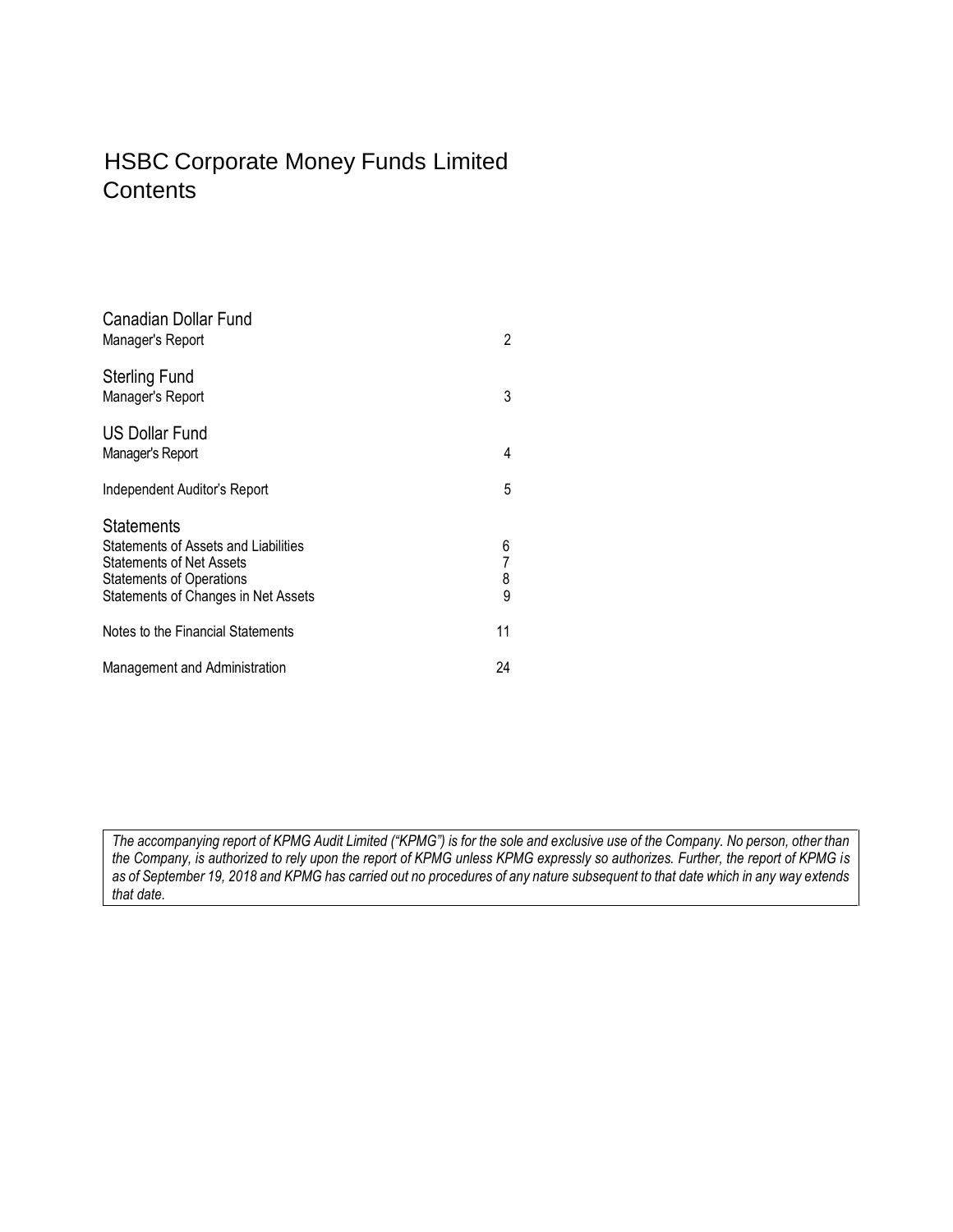# HSBC Corporate Money Funds Limited
# Contents

| | |
|---|---|
| **Canadian Dollar Fund** | |
| Manager's Report | 2 |
| **Sterling Fund** | |
| Manager's Report | 3 |
| **US Dollar Fund** | |
| Manager's Report | 4 |
| Independent Auditor's Report | 5 |
| **Statements** | |
| Statements of Assets and Liabilities | 6 |
| Statements of Net Assets | 7 |
| Statements of Operations | 8 |
| Statements of Changes in Net Assets | 9 |
| Notes to the Financial Statements | 11 |
| Management and Administration | 24 |

*The accompanying report of KPMG Audit Limited ("KPMG") is for the sole and exclusive use of the Company. No person, other than the Company, is authorized to rely upon the report of KPMG unless KPMG expressly so authorizes. Further, the report of KPMG is as of September 19, 2018 and KPMG has carried out no procedures of any nature subsequent to that date which in any way extends that date.*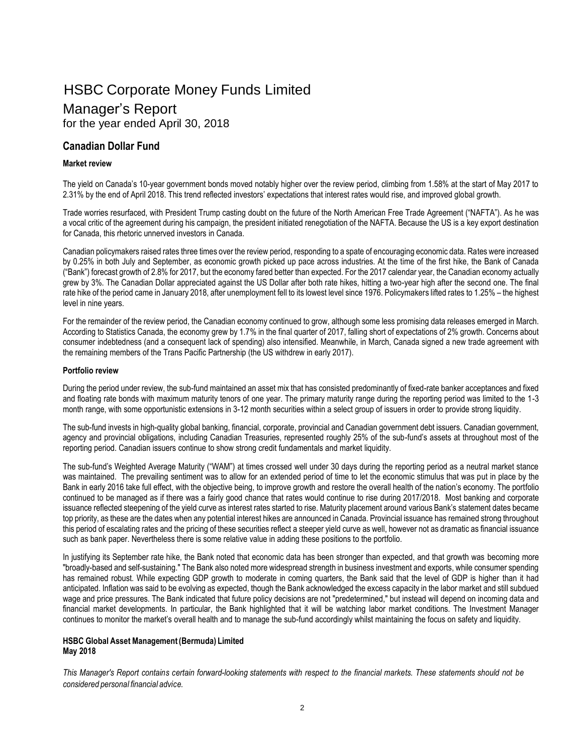# HSBC Corporate Money Funds Limited

## Manager's Report

for the year ended April 30, 2018

## Canadian Dollar Fund

### Market review

The yield on Canada's 10-year government bonds moved notably higher over the review period, climbing from 1.58% at the start of May 2017 to 2.31% by the end of April 2018. This trend reflected investors' expectations that interest rates would rise, and improved global growth.

Trade worries resurfaced, with President Trump casting doubt on the future of the North American Free Trade Agreement ("NAFTA"). As he was a vocal critic of the agreement during his campaign, the president initiated renegotiation of the NAFTA. Because the US is a key export destination for Canada, this rhetoric unnerved investors in Canada.

Canadian policymakers raised rates three times over the review period, responding to a spate of encouraging economic data. Rates were increased by 0.25% in both July and September, as economic growth picked up pace across industries. At the time of the first hike, the Bank of Canada ("Bank") forecast growth of 2.8% for 2017, but the economy fared better than expected. For the 2017 calendar year, the Canadian economy actually grew by 3%. The Canadian Dollar appreciated against the US Dollar after both rate hikes, hitting a two-year high after the second one. The final rate hike of the period came in January 2018, after unemployment fell to its lowest level since 1976. Policymakers lifted rates to 1.25% – the highest level in nine years.

For the remainder of the review period, the Canadian economy continued to grow, although some less promising data releases emerged in March. According to Statistics Canada, the economy grew by 1.7% in the final quarter of 2017, falling short of expectations of 2% growth. Concerns about consumer indebtedness (and a consequent lack of spending) also intensified. Meanwhile, in March, Canada signed a new trade agreement with the remaining members of the Trans Pacific Partnership (the US withdrew in early 2017).

### Portfolio review

During the period under review, the sub-fund maintained an asset mix that has consisted predominantly of fixed-rate banker acceptances and fixed and floating rate bonds with maximum maturity tenors of one year. The primary maturity range during the reporting period was limited to the 1-3 month range, with some opportunistic extensions in 3-12 month securities within a select group of issuers in order to provide strong liquidity.

The sub-fund invests in high-quality global banking, financial, corporate, provincial and Canadian government debt issuers. Canadian government, agency and provincial obligations, including Canadian Treasuries, represented roughly 25% of the sub-fund's assets at throughout most of the reporting period. Canadian issuers continue to show strong credit fundamentals and market liquidity.

The sub-fund's Weighted Average Maturity ("WAM") at times crossed well under 30 days during the reporting period as a neutral market stance was maintained. The prevailing sentiment was to allow for an extended period of time to let the economic stimulus that was put in place by the Bank in early 2016 take full effect, with the objective being, to improve growth and restore the overall health of the nation's economy. The portfolio continued to be managed as if there was a fairly good chance that rates would continue to rise during 2017/2018. Most banking and corporate issuance reflected steepening of the yield curve as interest rates started to rise. Maturity placement around various Bank's statement dates became top priority, as these are the dates when any potential interest hikes are announced in Canada. Provincial issuance has remained strong throughout this period of escalating rates and the pricing of these securities reflect a steeper yield curve as well, however not as dramatic as financial issuance such as bank paper. Nevertheless there is some relative value in adding these positions to the portfolio.

In justifying its September rate hike, the Bank noted that economic data has been stronger than expected, and that growth was becoming more "broadly-based and self-sustaining." The Bank also noted more widespread strength in business investment and exports, while consumer spending has remained robust. While expecting GDP growth to moderate in coming quarters, the Bank said that the level of GDP is higher than it had anticipated. Inflation was said to be evolving as expected, though the Bank acknowledged the excess capacity in the labor market and still subdued wage and price pressures. The Bank indicated that future policy decisions are not "predetermined," but instead will depend on incoming data and financial market developments. In particular, the Bank highlighted that it will be watching labor market conditions. The Investment Manager continues to monitor the market's overall health and to manage the sub-fund accordingly whilst maintaining the focus on safety and liquidity.

**HSBC Global Asset Management (Bermuda) Limited**
**May 2018**

*This Manager's Report contains certain forward-looking statements with respect to the financial markets. These statements should not be considered personal financial advice.*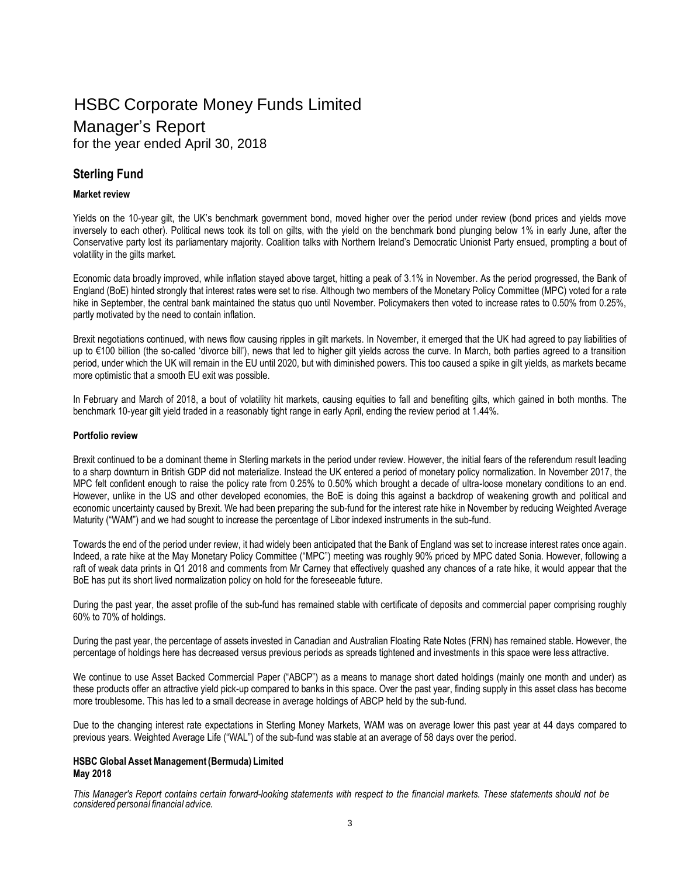# HSBC Corporate Money Funds Limited

## Manager's Report

for the year ended April 30, 2018

## Sterling Fund

### Market review

Yields on the 10-year gilt, the UK's benchmark government bond, moved higher over the period under review (bond prices and yields move inversely to each other). Political news took its toll on gilts, with the yield on the benchmark bond plunging below 1% in early June, after the Conservative party lost its parliamentary majority. Coalition talks with Northern Ireland's Democratic Unionist Party ensued, prompting a bout of volatility in the gilts market.

Economic data broadly improved, while inflation stayed above target, hitting a peak of 3.1% in November. As the period progressed, the Bank of England (BoE) hinted strongly that interest rates were set to rise. Although two members of the Monetary Policy Committee (MPC) voted for a rate hike in September, the central bank maintained the status quo until November. Policymakers then voted to increase rates to 0.50% from 0.25%, partly motivated by the need to contain inflation.

Brexit negotiations continued, with news flow causing ripples in gilt markets. In November, it emerged that the UK had agreed to pay liabilities of up to €100 billion (the so-called 'divorce bill'), news that led to higher gilt yields across the curve. In March, both parties agreed to a transition period, under which the UK will remain in the EU until 2020, but with diminished powers. This too caused a spike in gilt yields, as markets became more optimistic that a smooth EU exit was possible.

In February and March of 2018, a bout of volatility hit markets, causing equities to fall and benefiting gilts, which gained in both months. The benchmark 10-year gilt yield traded in a reasonably tight range in early April, ending the review period at 1.44%.

### Portfolio review

Brexit continued to be a dominant theme in Sterling markets in the period under review. However, the initial fears of the referendum result leading to a sharp downturn in British GDP did not materialize. Instead the UK entered a period of monetary policy normalization. In November 2017, the MPC felt confident enough to raise the policy rate from 0.25% to 0.50% which brought a decade of ultra-loose monetary conditions to an end. However, unlike in the US and other developed economies, the BoE is doing this against a backdrop of weakening growth and political and economic uncertainty caused by Brexit. We had been preparing the sub-fund for the interest rate hike in November by reducing Weighted Average Maturity ("WAM") and we had sought to increase the percentage of Libor indexed instruments in the sub-fund.

Towards the end of the period under review, it had widely been anticipated that the Bank of England was set to increase interest rates once again. Indeed, a rate hike at the May Monetary Policy Committee ("MPC") meeting was roughly 90% priced by MPC dated Sonia. However, following a raft of weak data prints in Q1 2018 and comments from Mr Carney that effectively quashed any chances of a rate hike, it would appear that the BoE has put its short lived normalization policy on hold for the foreseeable future.

During the past year, the asset profile of the sub-fund has remained stable with certificate of deposits and commercial paper comprising roughly 60% to 70% of holdings.

During the past year, the percentage of assets invested in Canadian and Australian Floating Rate Notes (FRN) has remained stable. However, the percentage of holdings here has decreased versus previous periods as spreads tightened and investments in this space were less attractive.

We continue to use Asset Backed Commercial Paper ("ABCP") as a means to manage short dated holdings (mainly one month and under) as these products offer an attractive yield pick-up compared to banks in this space. Over the past year, finding supply in this asset class has become more troublesome. This has led to a small decrease in average holdings of ABCP held by the sub-fund.

Due to the changing interest rate expectations in Sterling Money Markets, WAM was on average lower this past year at 44 days compared to previous years. Weighted Average Life ("WAL") of the sub-fund was stable at an average of 58 days over the period.

**HSBC Global Asset Management (Bermuda) Limited**
**May 2018**

*This Manager's Report contains certain forward-looking statements with respect to the financial markets. These statements should not be considered personal financial advice.*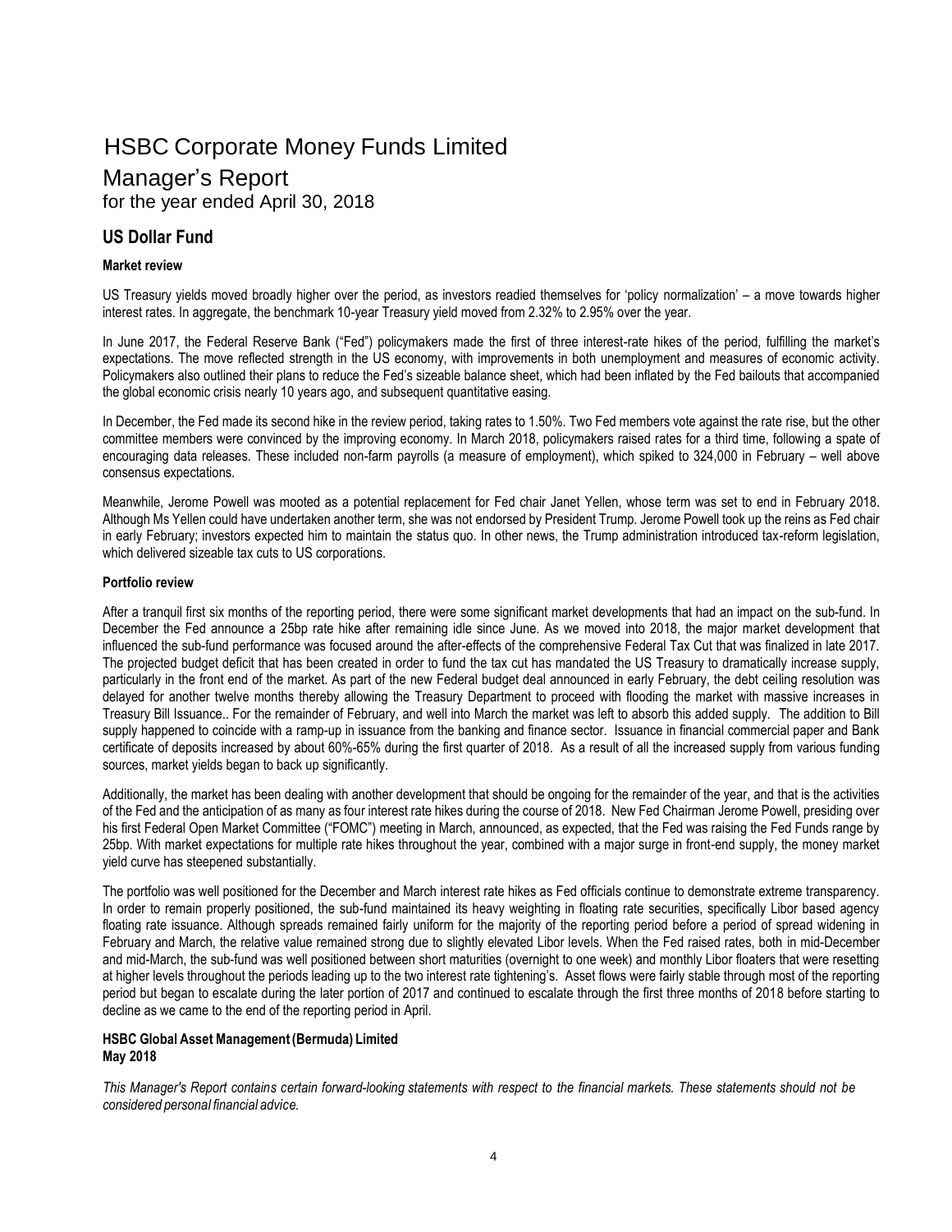# HSBC Corporate Money Funds Limited

## Manager's Report

for the year ended April 30, 2018

### US Dollar Fund

**Market review**

US Treasury yields moved broadly higher over the period, as investors readied themselves for 'policy normalization' – a move towards higher interest rates. In aggregate, the benchmark 10-year Treasury yield moved from 2.32% to 2.95% over the year.

In June 2017, the Federal Reserve Bank ("Fed") policymakers made the first of three interest-rate hikes of the period, fulfilling the market's expectations. The move reflected strength in the US economy, with improvements in both unemployment and measures of economic activity. Policymakers also outlined their plans to reduce the Fed's sizeable balance sheet, which had been inflated by the Fed bailouts that accompanied the global economic crisis nearly 10 years ago, and subsequent quantitative easing.

In December, the Fed made its second hike in the review period, taking rates to 1.50%. Two Fed members vote against the rate rise, but the other committee members were convinced by the improving economy. In March 2018, policymakers raised rates for a third time, following a spate of encouraging data releases. These included non-farm payrolls (a measure of employment), which spiked to 324,000 in February – well above consensus expectations.

Meanwhile, Jerome Powell was mooted as a potential replacement for Fed chair Janet Yellen, whose term was set to end in February 2018. Although Ms Yellen could have undertaken another term, she was not endorsed by President Trump. Jerome Powell took up the reins as Fed chair in early February; investors expected him to maintain the status quo. In other news, the Trump administration introduced tax-reform legislation, which delivered sizeable tax cuts to US corporations.

**Portfolio review**

After a tranquil first six months of the reporting period, there were some significant market developments that had an impact on the sub-fund. In December the Fed announce a 25bp rate hike after remaining idle since June. As we moved into 2018, the major market development that influenced the sub-fund performance was focused around the after-effects of the comprehensive Federal Tax Cut that was finalized in late 2017. The projected budget deficit that has been created in order to fund the tax cut has mandated the US Treasury to dramatically increase supply, particularly in the front end of the market. As part of the new Federal budget deal announced in early February, the debt ceiling resolution was delayed for another twelve months thereby allowing the Treasury Department to proceed with flooding the market with massive increases in Treasury Bill Issuance.. For the remainder of February, and well into March the market was left to absorb this added supply. The addition to Bill supply happened to coincide with a ramp-up in issuance from the banking and finance sector. Issuance in financial commercial paper and Bank certificate of deposits increased by about 60%-65% during the first quarter of 2018. As a result of all the increased supply from various funding sources, market yields began to back up significantly.

Additionally, the market has been dealing with another development that should be ongoing for the remainder of the year, and that is the activities of the Fed and the anticipation of as many as four interest rate hikes during the course of 2018. New Fed Chairman Jerome Powell, presiding over his first Federal Open Market Committee ("FOMC") meeting in March, announced, as expected, that the Fed was raising the Fed Funds range by 25bp. With market expectations for multiple rate hikes throughout the year, combined with a major surge in front-end supply, the money market yield curve has steepened substantially.

The portfolio was well positioned for the December and March interest rate hikes as Fed officials continue to demonstrate extreme transparency. In order to remain properly positioned, the sub-fund maintained its heavy weighting in floating rate securities, specifically Libor based agency floating rate issuance. Although spreads remained fairly uniform for the majority of the reporting period before a period of spread widening in February and March, the relative value remained strong due to slightly elevated Libor levels. When the Fed raised rates, both in mid-December and mid-March, the sub-fund was well positioned between short maturities (overnight to one week) and monthly Libor floaters that were resetting at higher levels throughout the periods leading up to the two interest rate tightening's. Asset flows were fairly stable through most of the reporting period but began to escalate during the later portion of 2017 and continued to escalate through the first three months of 2018 before starting to decline as we came to the end of the reporting period in April.

**HSBC Global Asset Management (Bermuda) Limited**
**May 2018**

*This Manager's Report contains certain forward-looking statements with respect to the financial markets. These statements should not be considered personal financial advice.*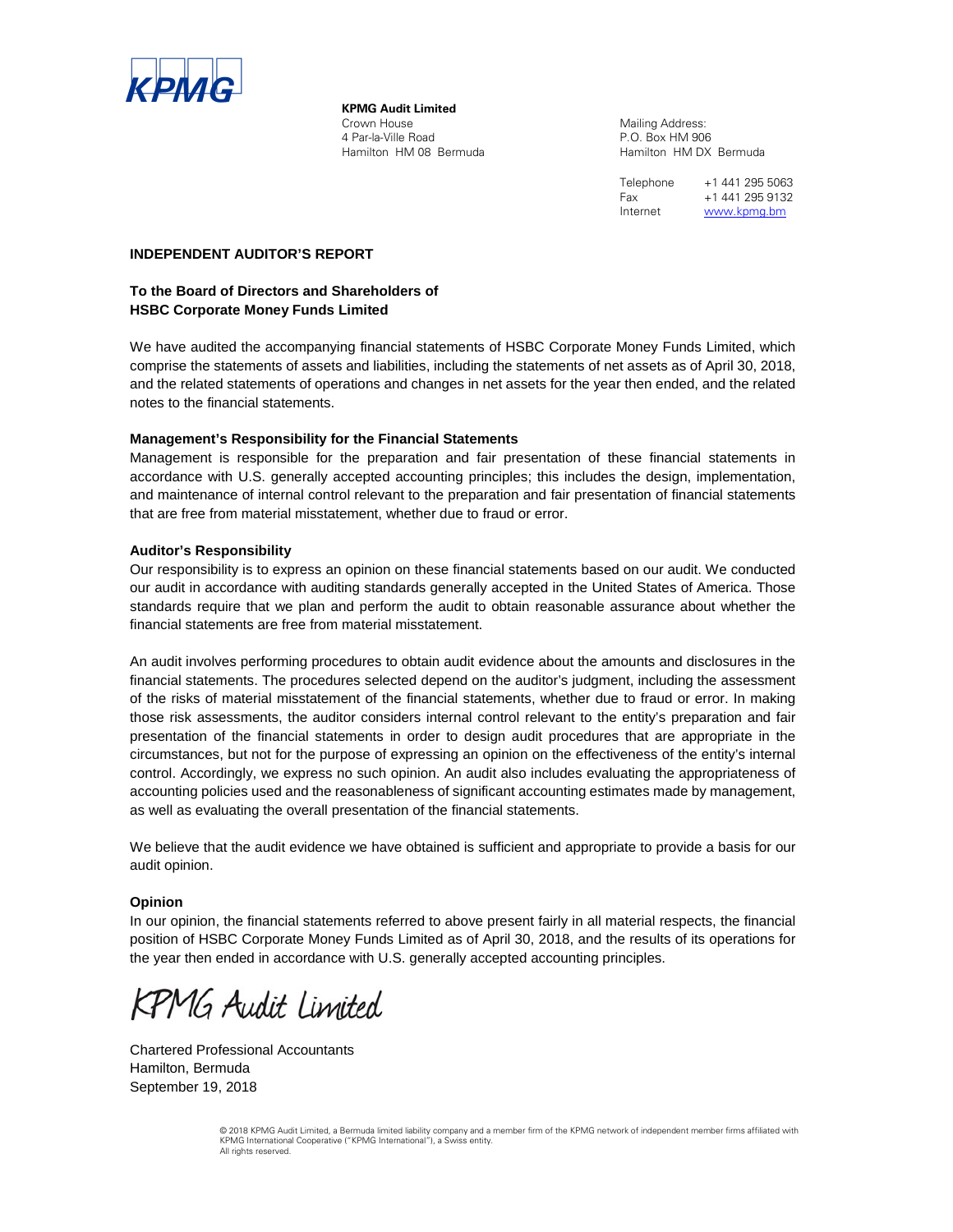KPMG

**KPMG Audit Limited**
Crown House
4 Par-la-Ville Road
Hamilton HM 08 Bermuda

Mailing Address:
P.O. Box HM 906
Hamilton HM DX Bermuda

Telephone +1 441 295 5063
Fax +1 441 295 9132
Internet www.kpmg.bm

**INDEPENDENT AUDITOR'S REPORT**

**To the Board of Directors and Shareholders of**
**HSBC Corporate Money Funds Limited**

We have audited the accompanying financial statements of HSBC Corporate Money Funds Limited, which comprise the statements of assets and liabilities, including the statements of net assets as of April 30, 2018, and the related statements of operations and changes in net assets for the year then ended, and the related notes to the financial statements.

**Management's Responsibility for the Financial Statements**

Management is responsible for the preparation and fair presentation of these financial statements in accordance with U.S. generally accepted accounting principles; this includes the design, implementation, and maintenance of internal control relevant to the preparation and fair presentation of financial statements that are free from material misstatement, whether due to fraud or error.

**Auditor's Responsibility**

Our responsibility is to express an opinion on these financial statements based on our audit. We conducted our audit in accordance with auditing standards generally accepted in the United States of America. Those standards require that we plan and perform the audit to obtain reasonable assurance about whether the financial statements are free from material misstatement.

An audit involves performing procedures to obtain audit evidence about the amounts and disclosures in the financial statements. The procedures selected depend on the auditor's judgment, including the assessment of the risks of material misstatement of the financial statements, whether due to fraud or error. In making those risk assessments, the auditor considers internal control relevant to the entity's preparation and fair presentation of the financial statements in order to design audit procedures that are appropriate in the circumstances, but not for the purpose of expressing an opinion on the effectiveness of the entity's internal control. Accordingly, we express no such opinion. An audit also includes evaluating the appropriateness of accounting policies used and the reasonableness of significant accounting estimates made by management, as well as evaluating the overall presentation of the financial statements.

We believe that the audit evidence we have obtained is sufficient and appropriate to provide a basis for our audit opinion.

**Opinion**

In our opinion, the financial statements referred to above present fairly in all material respects, the financial position of HSBC Corporate Money Funds Limited as of April 30, 2018, and the results of its operations for the year then ended in accordance with U.S. generally accepted accounting principles.

KPMG Audit Limited

Chartered Professional Accountants
Hamilton, Bermuda
September 19, 2018

© 2018 KPMG Audit Limited, a Bermuda limited liability company and a member firm of the KPMG network of independent member firms affiliated with KPMG International Cooperative ("KPMG International"), a Swiss entity. All rights reserved.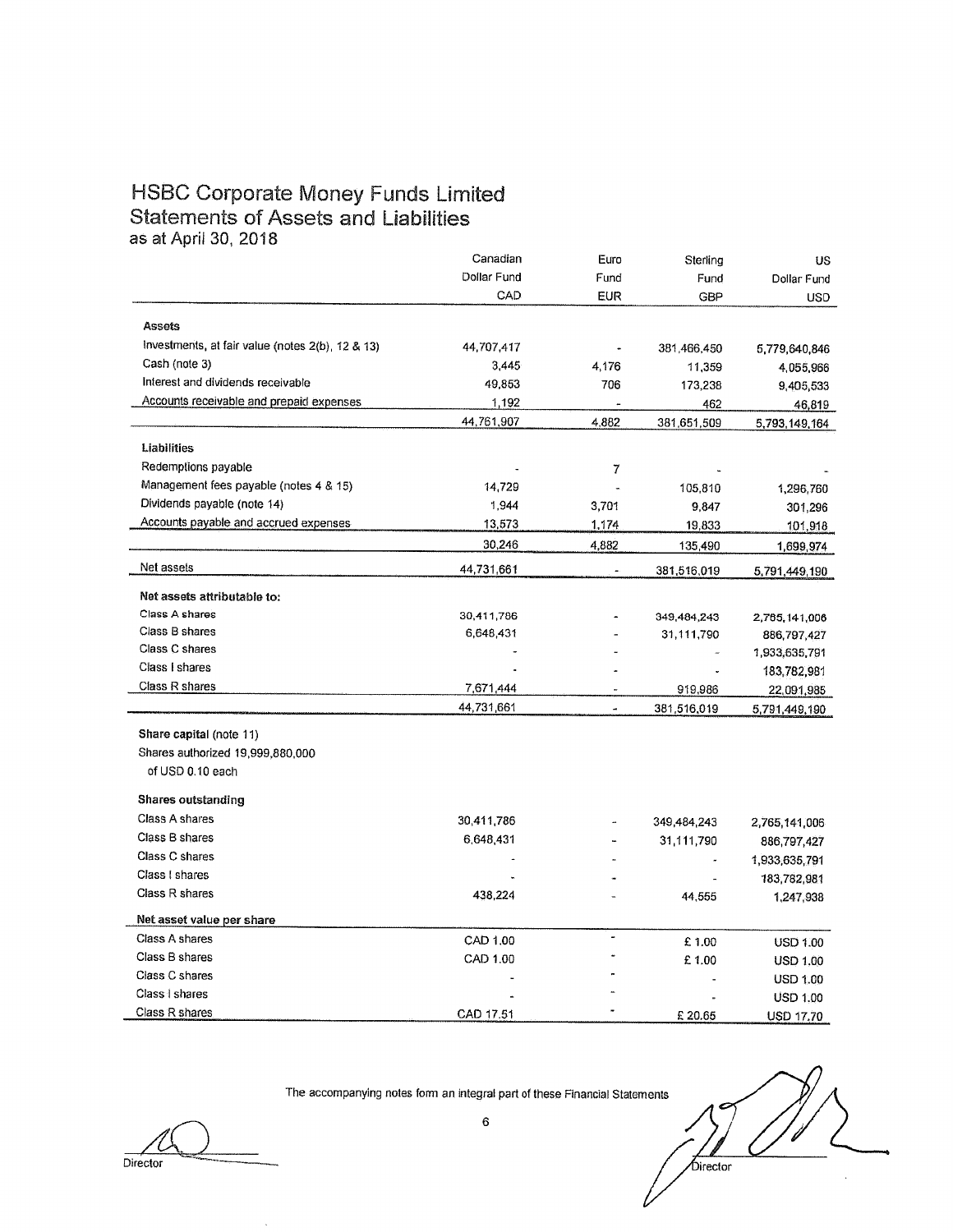# HSBC Corporate Money Funds Limited
## Statements of Assets and Liabilities
as at April 30, 2018

| | Canadian Dollar Fund CAD | Euro Fund EUR | Sterling Fund GBP | US Dollar Fund USD |
|---|---|---|---|---|
| **Assets** | | | | |
| Investments, at fair value (notes 2(b), 12 & 13) | 44,707,417 | - | 381,466,450 | 5,779,640,846 |
| Cash (note 3) | 3,445 | 4,176 | 11,359 | 4,055,966 |
| Interest and dividends receivable | 49,853 | 706 | 173,238 | 9,405,533 |
| Accounts receivable and prepaid expenses | 1,192 | - | 462 | 46,819 |
| | 44,761,907 | 4,882 | 381,651,509 | 5,793,149,164 |
| **Liabilities** | | | | |
| Redemptions payable | - | 7 | - | - |
| Management fees payable (notes 4 & 15) | 14,729 | - | 105,810 | 1,296,760 |
| Dividends payable (note 14) | 1,944 | 3,701 | 9,847 | 301,296 |
| Accounts payable and accrued expenses | 13,573 | 1,174 | 19,833 | 101,918 |
| | 30,246 | 4,882 | 135,490 | 1,699,974 |
| Net assets | 44,731,661 | - | 381,516,019 | 5,791,449,190 |
| **Net assets attributable to:** | | | | |
| Class A shares | 30,411,786 | - | 349,484,243 | 2,765,141,006 |
| Class B shares | 6,648,431 | - | 31,111,790 | 886,797,427 |
| Class C shares | - | - | - | 1,933,635,791 |
| Class I shares | - | - | - | 183,782,981 |
| Class R shares | 7,671,444 | - | 919,986 | 22,091,985 |
| | 44,731,661 | - | 381,516,019 | 5,791,449,190 |
| **Share capital** (note 11) | | | | |
| Shares authorized 19,999,880,000 of USD 0.10 each | | | | |
| **Shares outstanding** | | | | |
| Class A shares | 30,411,786 | - | 349,484,243 | 2,765,141,006 |
| Class B shares | 6,648,431 | - | 31,111,790 | 886,797,427 |
| Class C shares | - | - | - | 1,933,635,791 |
| Class I shares | - | - | - | 183,782,981 |
| Class R shares | 438,224 | - | 44,555 | 1,247,938 |
| **Net asset value per share** | | | | |
| Class A shares | CAD 1.00 | - | £ 1.00 | USD 1.00 |
| Class B shares | CAD 1.00 | - | £ 1.00 | USD 1.00 |
| Class C shares | - | - | - | USD 1.00 |
| Class I shares | - | - | - | USD 1.00 |
| Class R shares | CAD 17.51 | - | £ 20.65 | USD 17.70 |

The accompanying notes form an integral part of these Financial Statements

Director

Director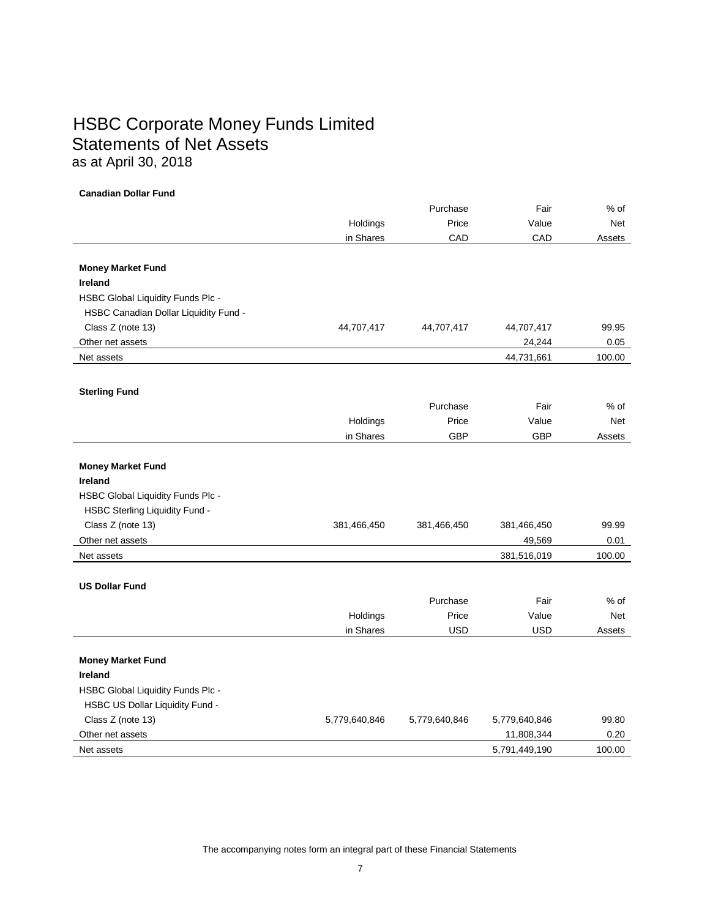# HSBC Corporate Money Funds Limited
## Statements of Net Assets
### as at April 30, 2018

**Canadian Dollar Fund**

| | Holdings in Shares | Purchase Price CAD | Fair Value CAD | % of Net Assets |
|---|---|---|---|---|
| **Money Market Fund** | | | | |
| **Ireland** | | | | |
| HSBC Global Liquidity Funds Plc - HSBC Canadian Dollar Liquidity Fund - Class Z (note 13) | 44,707,417 | 44,707,417 | 44,707,417 | 99.95 |
| Other net assets | | | 24,244 | 0.05 |
| Net assets | | | 44,731,661 | 100.00 |

**Sterling Fund**

| | Holdings in Shares | Purchase Price GBP | Fair Value GBP | % of Net Assets |
|---|---|---|---|---|
| **Money Market Fund** | | | | |
| **Ireland** | | | | |
| HSBC Global Liquidity Funds Plc - HSBC Sterling Liquidity Fund - Class Z (note 13) | 381,466,450 | 381,466,450 | 381,466,450 | 99.99 |
| Other net assets | | | 49,569 | 0.01 |
| Net assets | | | 381,516,019 | 100.00 |

**US Dollar Fund**

| | Holdings in Shares | Purchase Price USD | Fair Value USD | % of Net Assets |
|---|---|---|---|---|
| **Money Market Fund** | | | | |
| **Ireland** | | | | |
| HSBC Global Liquidity Funds Plc - HSBC US Dollar Liquidity Fund - Class Z (note 13) | 5,779,640,846 | 5,779,640,846 | 5,779,640,846 | 99.80 |
| Other net assets | | | 11,808,344 | 0.20 |
| Net assets | | | 5,791,449,190 | 100.00 |

The accompanying notes form an integral part of these Financial Statements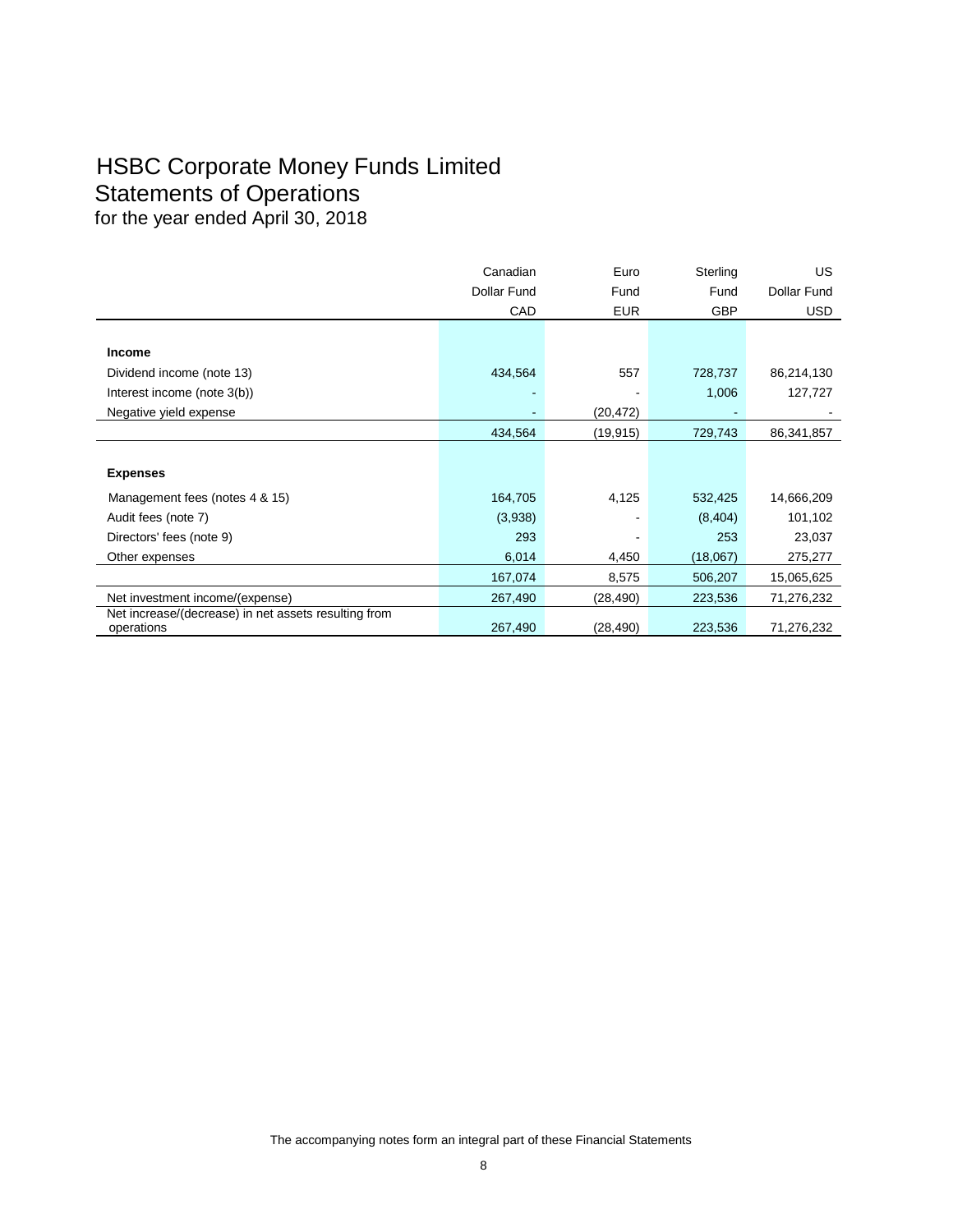# HSBC Corporate Money Funds Limited

## Statements of Operations

for the year ended April 30, 2018

| | Canadian Dollar Fund CAD | Euro Fund EUR | Sterling Fund GBP | US Dollar Fund USD |
|---|---|---|---|---|
| **Income** | | | | |
| Dividend income (note 13) | 434,564 | 557 | 728,737 | 86,214,130 |
| Interest income (note 3(b)) | - | - | 1,006 | 127,727 |
| Negative yield expense | - | (20,472) | - | - |
| | 434,564 | (19,915) | 729,743 | 86,341,857 |
| **Expenses** | | | | |
| Management fees (notes 4 & 15) | 164,705 | 4,125 | 532,425 | 14,666,209 |
| Audit fees (note 7) | (3,938) | - | (8,404) | 101,102 |
| Directors' fees (note 9) | 293 | - | 253 | 23,037 |
| Other expenses | 6,014 | 4,450 | (18,067) | 275,277 |
| | 167,074 | 8,575 | 506,207 | 15,065,625 |
| Net investment income/(expense) | 267,490 | (28,490) | 223,536 | 71,276,232 |
| Net increase/(decrease) in net assets resulting from operations | 267,490 | (28,490) | 223,536 | 71,276,232 |

The accompanying notes form an integral part of these Financial Statements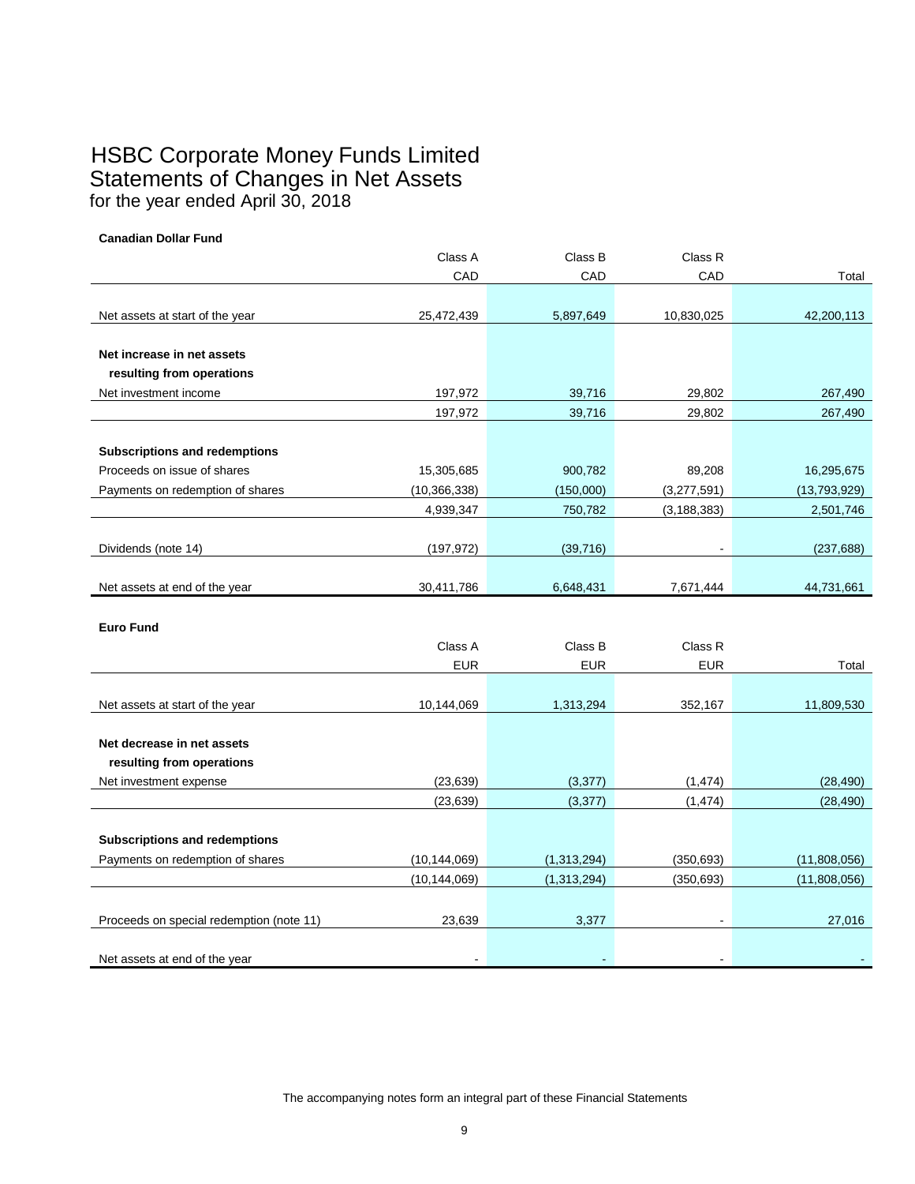# HSBC Corporate Money Funds Limited
## Statements of Changes in Net Assets
for the year ended April 30, 2018

**Canadian Dollar Fund**

| | Class A<br>CAD | Class B<br>CAD | Class R<br>CAD | Total |
|---|---|---|---|---|
| Net assets at start of the year | 25,472,439 | 5,897,649 | 10,830,025 | 42,200,113 |
| **Net increase in net assets resulting from operations** | | | | |
| Net investment income | 197,972 | 39,716 | 29,802 | 267,490 |
| | 197,972 | 39,716 | 29,802 | 267,490 |
| **Subscriptions and redemptions** | | | | |
| Proceeds on issue of shares | 15,305,685 | 900,782 | 89,208 | 16,295,675 |
| Payments on redemption of shares | (10,366,338) | (150,000) | (3,277,591) | (13,793,929) |
| | 4,939,347 | 750,782 | (3,188,383) | 2,501,746 |
| Dividends (note 14) | (197,972) | (39,716) | - | (237,688) |
| Net assets at end of the year | 30,411,786 | 6,648,431 | 7,671,444 | 44,731,661 |

**Euro Fund**

| | Class A<br>EUR | Class B<br>EUR | Class R<br>EUR | Total |
|---|---|---|---|---|
| Net assets at start of the year | 10,144,069 | 1,313,294 | 352,167 | 11,809,530 |
| **Net decrease in net assets resulting from operations** | | | | |
| Net investment expense | (23,639) | (3,377) | (1,474) | (28,490) |
| | (23,639) | (3,377) | (1,474) | (28,490) |
| **Subscriptions and redemptions** | | | | |
| Payments on redemption of shares | (10,144,069) | (1,313,294) | (350,693) | (11,808,056) |
| | (10,144,069) | (1,313,294) | (350,693) | (11,808,056) |
| Proceeds on special redemption (note 11) | 23,639 | 3,377 | - | 27,016 |
| Net assets at end of the year | - | - | - | - |

The accompanying notes form an integral part of these Financial Statements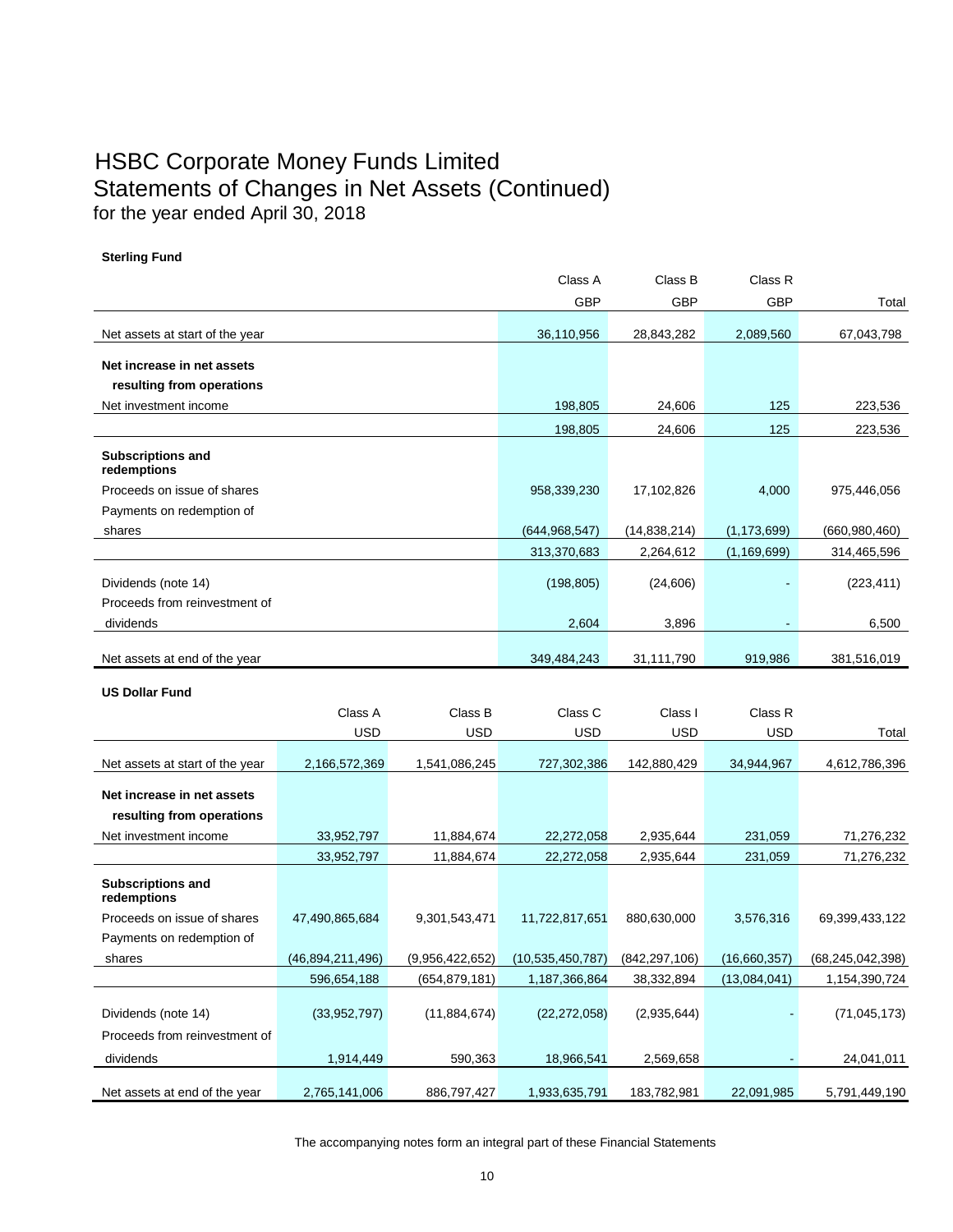# HSBC Corporate Money Funds Limited
## Statements of Changes in Net Assets (Continued)
### for the year ended April 30, 2018

**Sterling Fund**

| | Class A GBP | Class B GBP | Class R GBP | Total |
|---|---|---|---|---|
| Net assets at start of the year | 36,110,956 | 28,843,282 | 2,089,560 | 67,043,798 |
| **Net increase in net assets resulting from operations** | | | | |
| Net investment income | 198,805 | 24,606 | 125 | 223,536 |
| | 198,805 | 24,606 | 125 | 223,536 |
| **Subscriptions and redemptions** | | | | |
| Proceeds on issue of shares | 958,339,230 | 17,102,826 | 4,000 | 975,446,056 |
| Payments on redemption of shares | (644,968,547) | (14,838,214) | (1,173,699) | (660,980,460) |
| | 313,370,683 | 2,264,612 | (1,169,699) | 314,465,596 |
| Dividends (note 14) | (198,805) | (24,606) | - | (223,411) |
| Proceeds from reinvestment of dividends | 2,604 | 3,896 | - | 6,500 |
| Net assets at end of the year | 349,484,243 | 31,111,790 | 919,986 | 381,516,019 |

**US Dollar Fund**

| | Class A USD | Class B USD | Class C USD | Class I USD | Class R USD | Total |
|---|---|---|---|---|---|---|
| Net assets at start of the year | 2,166,572,369 | 1,541,086,245 | 727,302,386 | 142,880,429 | 34,944,967 | 4,612,786,396 |
| **Net increase in net assets resulting from operations** | | | | | | |
| Net investment income | 33,952,797 | 11,884,674 | 22,272,058 | 2,935,644 | 231,059 | 71,276,232 |
| | 33,952,797 | 11,884,674 | 22,272,058 | 2,935,644 | 231,059 | 71,276,232 |
| **Subscriptions and redemptions** | | | | | | |
| Proceeds on issue of shares | 47,490,865,684 | 9,301,543,471 | 11,722,817,651 | 880,630,000 | 3,576,316 | 69,399,433,122 |
| Payments on redemption of shares | (46,894,211,496) | (9,956,422,652) | (10,535,450,787) | (842,297,106) | (16,660,357) | (68,245,042,398) |
| | 596,654,188 | (654,879,181) | 1,187,366,864 | 38,332,894 | (13,084,041) | 1,154,390,724 |
| Dividends (note 14) | (33,952,797) | (11,884,674) | (22,272,058) | (2,935,644) | - | (71,045,173) |
| Proceeds from reinvestment of dividends | 1,914,449 | 590,363 | 18,966,541 | 2,569,658 | - | 24,041,011 |
| Net assets at end of the year | 2,765,141,006 | 886,797,427 | 1,933,635,791 | 183,782,981 | 22,091,985 | 5,791,449,190 |

The accompanying notes form an integral part of these Financial Statements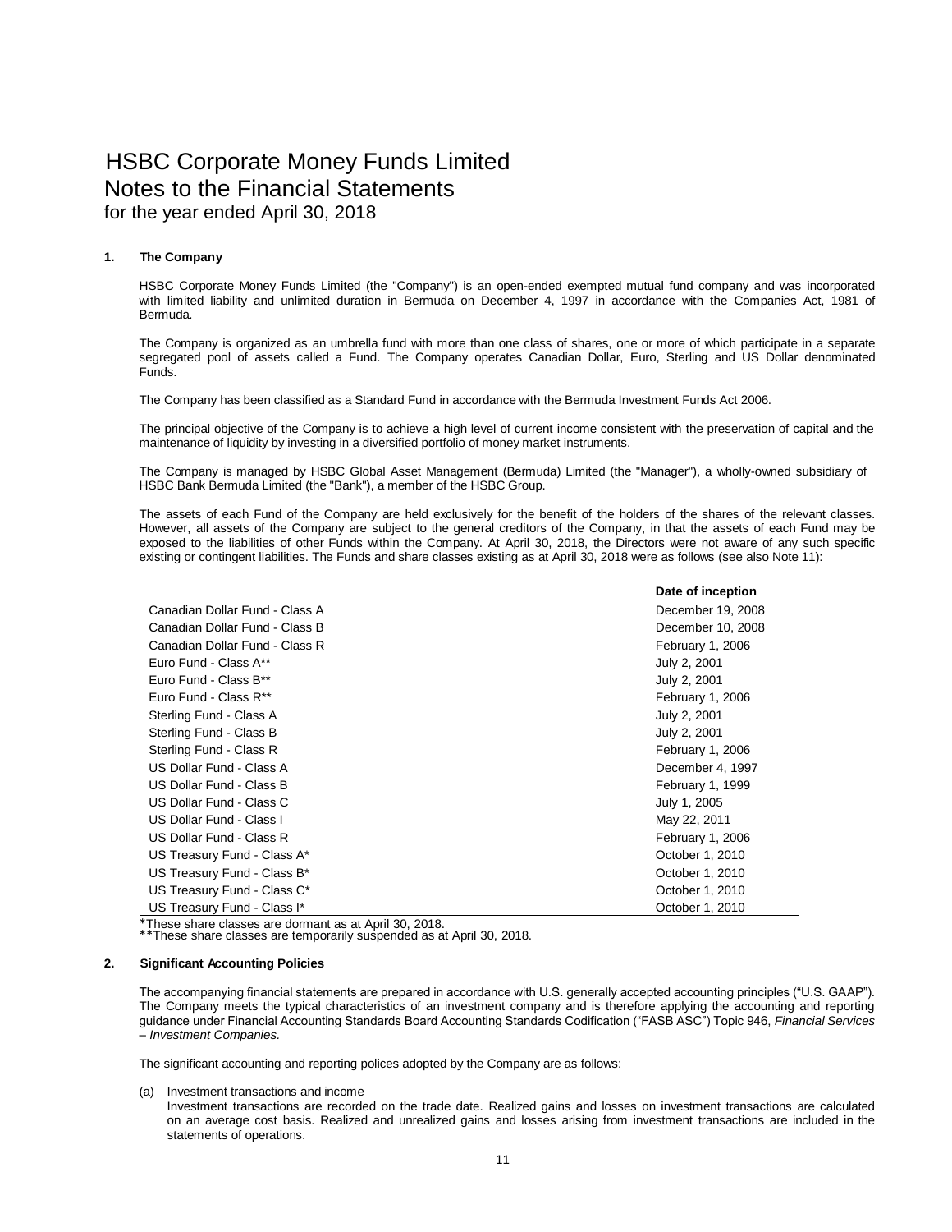# HSBC Corporate Money Funds Limited
## Notes to the Financial Statements
for the year ended April 30, 2018

### 1. The Company

HSBC Corporate Money Funds Limited (the "Company") is an open-ended exempted mutual fund company and was incorporated with limited liability and unlimited duration in Bermuda on December 4, 1997 in accordance with the Companies Act, 1981 of Bermuda.

The Company is organized as an umbrella fund with more than one class of shares, one or more of which participate in a separate segregated pool of assets called a Fund. The Company operates Canadian Dollar, Euro, Sterling and US Dollar denominated Funds.

The Company has been classified as a Standard Fund in accordance with the Bermuda Investment Funds Act 2006.

The principal objective of the Company is to achieve a high level of current income consistent with the preservation of capital and the maintenance of liquidity by investing in a diversified portfolio of money market instruments.

The Company is managed by HSBC Global Asset Management (Bermuda) Limited (the "Manager"), a wholly-owned subsidiary of HSBC Bank Bermuda Limited (the "Bank"), a member of the HSBC Group.

The assets of each Fund of the Company are held exclusively for the benefit of the holders of the shares of the relevant classes. However, all assets of the Company are subject to the general creditors of the Company, in that the assets of each Fund may be exposed to the liabilities of other Funds within the Company. At April 30, 2018, the Directors were not aware of any such specific existing or contingent liabilities. The Funds and share classes existing as at April 30, 2018 were as follows (see also Note 11):

| | **Date of inception** |
|---|---|
| Canadian Dollar Fund - Class A | December 19, 2008 |
| Canadian Dollar Fund - Class B | December 10, 2008 |
| Canadian Dollar Fund - Class R | February 1, 2006 |
| Euro Fund - Class A** | July 2, 2001 |
| Euro Fund - Class B** | July 2, 2001 |
| Euro Fund - Class R** | February 1, 2006 |
| Sterling Fund - Class A | July 2, 2001 |
| Sterling Fund - Class B | July 2, 2001 |
| Sterling Fund - Class R | February 1, 2006 |
| US Dollar Fund - Class A | December 4, 1997 |
| US Dollar Fund - Class B | February 1, 1999 |
| US Dollar Fund - Class C | July 1, 2005 |
| US Dollar Fund - Class I | May 22, 2011 |
| US Dollar Fund - Class R | February 1, 2006 |
| US Treasury Fund - Class A* | October 1, 2010 |
| US Treasury Fund - Class B* | October 1, 2010 |
| US Treasury Fund - Class C* | October 1, 2010 |
| US Treasury Fund - Class I* | October 1, 2010 |

*These share classes are dormant as at April 30, 2018.
**These share classes are temporarily suspended as at April 30, 2018.

### 2. Significant Accounting Policies

The accompanying financial statements are prepared in accordance with U.S. generally accepted accounting principles ("U.S. GAAP"). The Company meets the typical characteristics of an investment company and is therefore applying the accounting and reporting guidance under Financial Accounting Standards Board Accounting Standards Codification ("FASB ASC") Topic 946, *Financial Services – Investment Companies.*

The significant accounting and reporting polices adopted by the Company are as follows:

(a) Investment transactions and income
Investment transactions are recorded on the trade date. Realized gains and losses on investment transactions are calculated on an average cost basis. Realized and unrealized gains and losses arising from investment transactions are included in the statements of operations.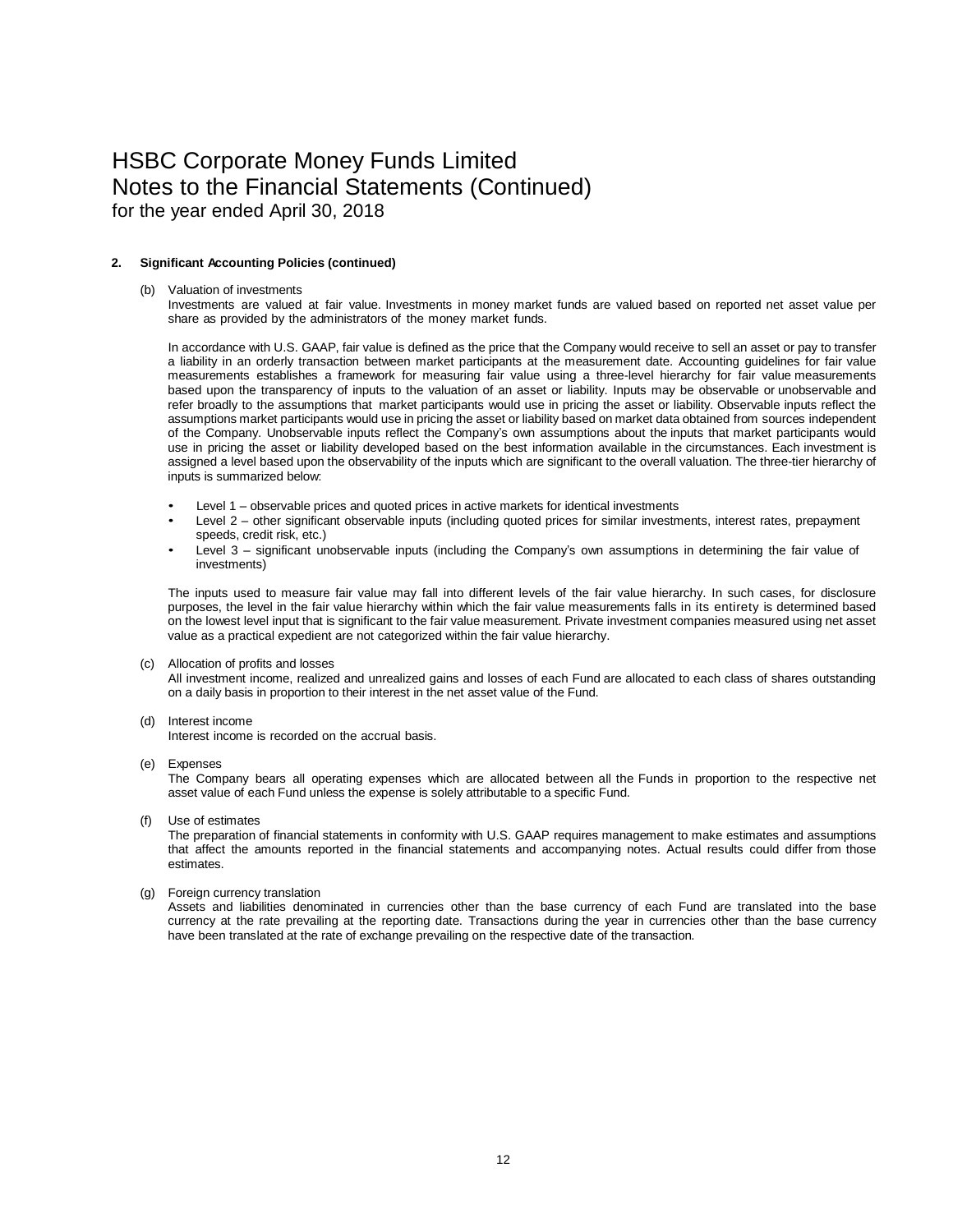# HSBC Corporate Money Funds Limited
## Notes to the Financial Statements (Continued)
for the year ended April 30, 2018

**2. Significant Accounting Policies (continued)**

(b) Valuation of investments

Investments are valued at fair value. Investments in money market funds are valued based on reported net asset value per share as provided by the administrators of the money market funds.

In accordance with U.S. GAAP, fair value is defined as the price that the Company would receive to sell an asset or pay to transfer a liability in an orderly transaction between market participants at the measurement date. Accounting guidelines for fair value measurements establishes a framework for measuring fair value using a three-level hierarchy for fair value measurements based upon the transparency of inputs to the valuation of an asset or liability. Inputs may be observable or unobservable and refer broadly to the assumptions that market participants would use in pricing the asset or liability. Observable inputs reflect the assumptions market participants would use in pricing the asset or liability based on market data obtained from sources independent of the Company. Unobservable inputs reflect the Company's own assumptions about the inputs that market participants would use in pricing the asset or liability developed based on the best information available in the circumstances. Each investment is assigned a level based upon the observability of the inputs which are significant to the overall valuation. The three-tier hierarchy of inputs is summarized below:

- Level 1 – observable prices and quoted prices in active markets for identical investments
- Level 2 – other significant observable inputs (including quoted prices for similar investments, interest rates, prepayment speeds, credit risk, etc.)
- Level 3 – significant unobservable inputs (including the Company's own assumptions in determining the fair value of investments)

The inputs used to measure fair value may fall into different levels of the fair value hierarchy. In such cases, for disclosure purposes, the level in the fair value hierarchy within which the fair value measurements falls in its entirety is determined based on the lowest level input that is significant to the fair value measurement. Private investment companies measured using net asset value as a practical expedient are not categorized within the fair value hierarchy.

(c) Allocation of profits and losses

All investment income, realized and unrealized gains and losses of each Fund are allocated to each class of shares outstanding on a daily basis in proportion to their interest in the net asset value of the Fund.

(d) Interest income

Interest income is recorded on the accrual basis.

(e) Expenses

The Company bears all operating expenses which are allocated between all the Funds in proportion to the respective net asset value of each Fund unless the expense is solely attributable to a specific Fund.

(f) Use of estimates

The preparation of financial statements in conformity with U.S. GAAP requires management to make estimates and assumptions that affect the amounts reported in the financial statements and accompanying notes. Actual results could differ from those estimates.

(g) Foreign currency translation

Assets and liabilities denominated in currencies other than the base currency of each Fund are translated into the base currency at the rate prevailing at the reporting date. Transactions during the year in currencies other than the base currency have been translated at the rate of exchange prevailing on the respective date of the transaction.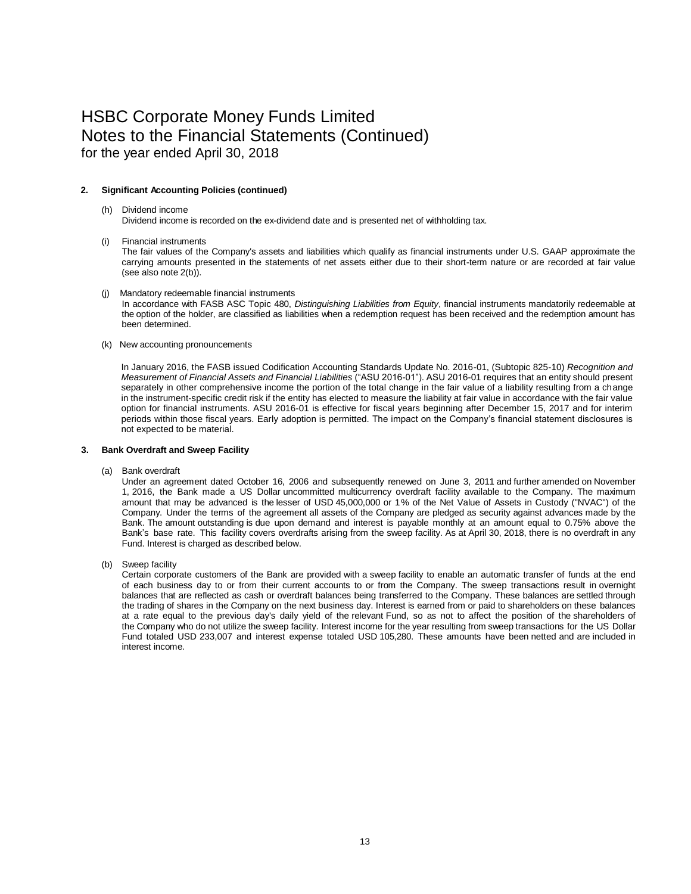# HSBC Corporate Money Funds Limited
## Notes to the Financial Statements (Continued)
for the year ended April 30, 2018

**2. Significant Accounting Policies (continued)**

(h) Dividend income
Dividend income is recorded on the ex-dividend date and is presented net of withholding tax.

(i) Financial instruments
The fair values of the Company's assets and liabilities which qualify as financial instruments under U.S. GAAP approximate the carrying amounts presented in the statements of net assets either due to their short-term nature or are recorded at fair value (see also note 2(b)).

(j) Mandatory redeemable financial instruments
In accordance with FASB ASC Topic 480, *Distinguishing Liabilities from Equity*, financial instruments mandatorily redeemable at the option of the holder, are classified as liabilities when a redemption request has been received and the redemption amount has been determined.

(k) New accounting pronouncements

In January 2016, the FASB issued Codification Accounting Standards Update No. 2016-01, (Subtopic 825-10) *Recognition and Measurement of Financial Assets and Financial Liabilities* ("ASU 2016-01"). ASU 2016-01 requires that an entity should present separately in other comprehensive income the portion of the total change in the fair value of a liability resulting from a change in the instrument-specific credit risk if the entity has elected to measure the liability at fair value in accordance with the fair value option for financial instruments. ASU 2016-01 is effective for fiscal years beginning after December 15, 2017 and for interim periods within those fiscal years. Early adoption is permitted. The impact on the Company's financial statement disclosures is not expected to be material.

**3. Bank Overdraft and Sweep Facility**

(a) Bank overdraft
Under an agreement dated October 16, 2006 and subsequently renewed on June 3, 2011 and further amended on November 1, 2016, the Bank made a US Dollar uncommitted multicurrency overdraft facility available to the Company. The maximum amount that may be advanced is the lesser of USD 45,000,000 or 1% of the Net Value of Assets in Custody ("NVAC") of the Company. Under the terms of the agreement all assets of the Company are pledged as security against advances made by the Bank. The amount outstanding is due upon demand and interest is payable monthly at an amount equal to 0.75% above the Bank's base rate. This facility covers overdrafts arising from the sweep facility. As at April 30, 2018, there is no overdraft in any Fund. Interest is charged as described below.

(b) Sweep facility
Certain corporate customers of the Bank are provided with a sweep facility to enable an automatic transfer of funds at the end of each business day to or from their current accounts to or from the Company. The sweep transactions result in overnight balances that are reflected as cash or overdraft balances being transferred to the Company. These balances are settled through the trading of shares in the Company on the next business day. Interest is earned from or paid to shareholders on these balances at a rate equal to the previous day's daily yield of the relevant Fund, so as not to affect the position of the shareholders of the Company who do not utilize the sweep facility. Interest income for the year resulting from sweep transactions for the US Dollar Fund totaled USD 233,007 and interest expense totaled USD 105,280. These amounts have been netted and are included in interest income.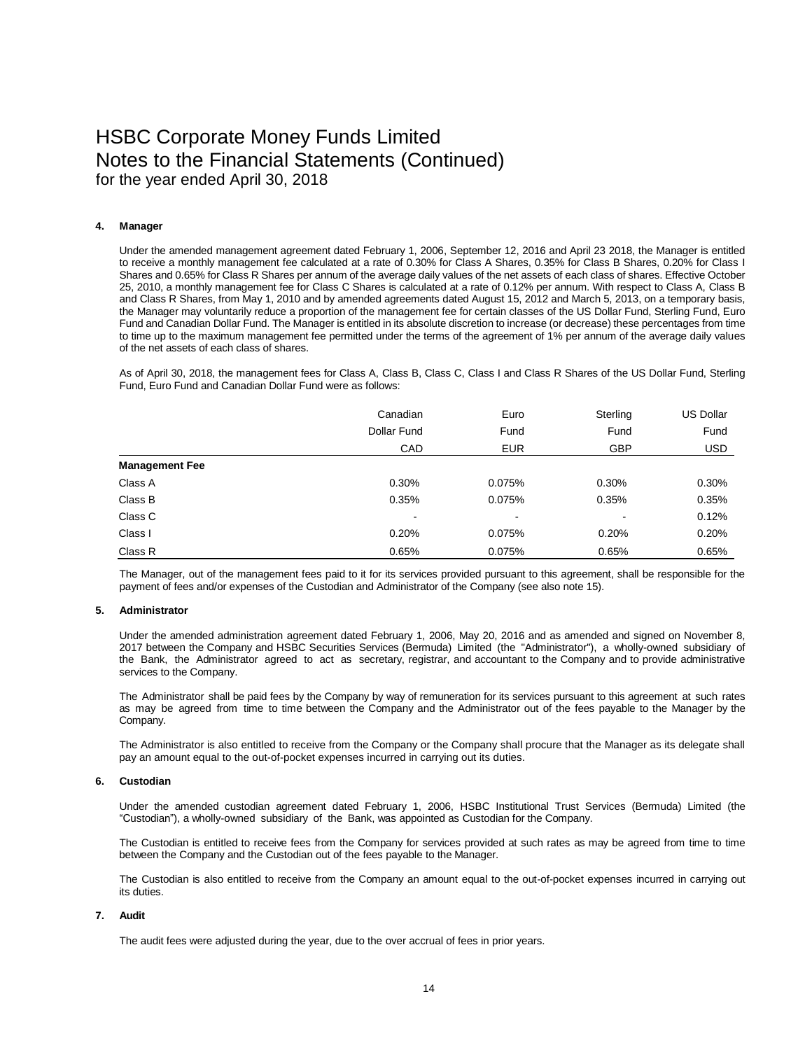# HSBC Corporate Money Funds Limited
## Notes to the Financial Statements (Continued)
### for the year ended April 30, 2018

**4. Manager**

Under the amended management agreement dated February 1, 2006, September 12, 2016 and April 23 2018, the Manager is entitled to receive a monthly management fee calculated at a rate of 0.30% for Class A Shares, 0.35% for Class B Shares, 0.20% for Class I Shares and 0.65% for Class R Shares per annum of the average daily values of the net assets of each class of shares. Effective October 25, 2010, a monthly management fee for Class C Shares is calculated at a rate of 0.12% per annum. With respect to Class A, Class B and Class R Shares, from May 1, 2010 and by amended agreements dated August 15, 2012 and March 5, 2013, on a temporary basis, the Manager may voluntarily reduce a proportion of the management fee for certain classes of the US Dollar Fund, Sterling Fund, Euro Fund and Canadian Dollar Fund. The Manager is entitled in its absolute discretion to increase (or decrease) these percentages from time to time up to the maximum management fee permitted under the terms of the agreement of 1% per annum of the average daily values of the net assets of each class of shares.

As of April 30, 2018, the management fees for Class A, Class B, Class C, Class I and Class R Shares of the US Dollar Fund, Sterling Fund, Euro Fund and Canadian Dollar Fund were as follows:

| | Canadian Dollar Fund | Euro Fund | Sterling Fund | US Dollar Fund |
|---|---|---|---|---|
| | CAD | EUR | GBP | USD |
| **Management Fee** | | | | |
| Class A | 0.30% | 0.075% | 0.30% | 0.30% |
| Class B | 0.35% | 0.075% | 0.35% | 0.35% |
| Class C | - | - | - | 0.12% |
| Class I | 0.20% | 0.075% | 0.20% | 0.20% |
| Class R | 0.65% | 0.075% | 0.65% | 0.65% |

The Manager, out of the management fees paid to it for its services provided pursuant to this agreement, shall be responsible for the payment of fees and/or expenses of the Custodian and Administrator of the Company (see also note 15).

**5. Administrator**

Under the amended administration agreement dated February 1, 2006, May 20, 2016 and as amended and signed on November 8, 2017 between the Company and HSBC Securities Services (Bermuda) Limited (the "Administrator"), a wholly-owned subsidiary of the Bank, the Administrator agreed to act as secretary, registrar, and accountant to the Company and to provide administrative services to the Company.

The Administrator shall be paid fees by the Company by way of remuneration for its services pursuant to this agreement at such rates as may be agreed from time to time between the Company and the Administrator out of the fees payable to the Manager by the Company.

The Administrator is also entitled to receive from the Company or the Company shall procure that the Manager as its delegate shall pay an amount equal to the out-of-pocket expenses incurred in carrying out its duties.

**6. Custodian**

Under the amended custodian agreement dated February 1, 2006, HSBC Institutional Trust Services (Bermuda) Limited (the "Custodian"), a wholly-owned subsidiary of the Bank, was appointed as Custodian for the Company.

The Custodian is entitled to receive fees from the Company for services provided at such rates as may be agreed from time to time between the Company and the Custodian out of the fees payable to the Manager.

The Custodian is also entitled to receive from the Company an amount equal to the out-of-pocket expenses incurred in carrying out its duties.

**7. Audit**

The audit fees were adjusted during the year, due to the over accrual of fees in prior years.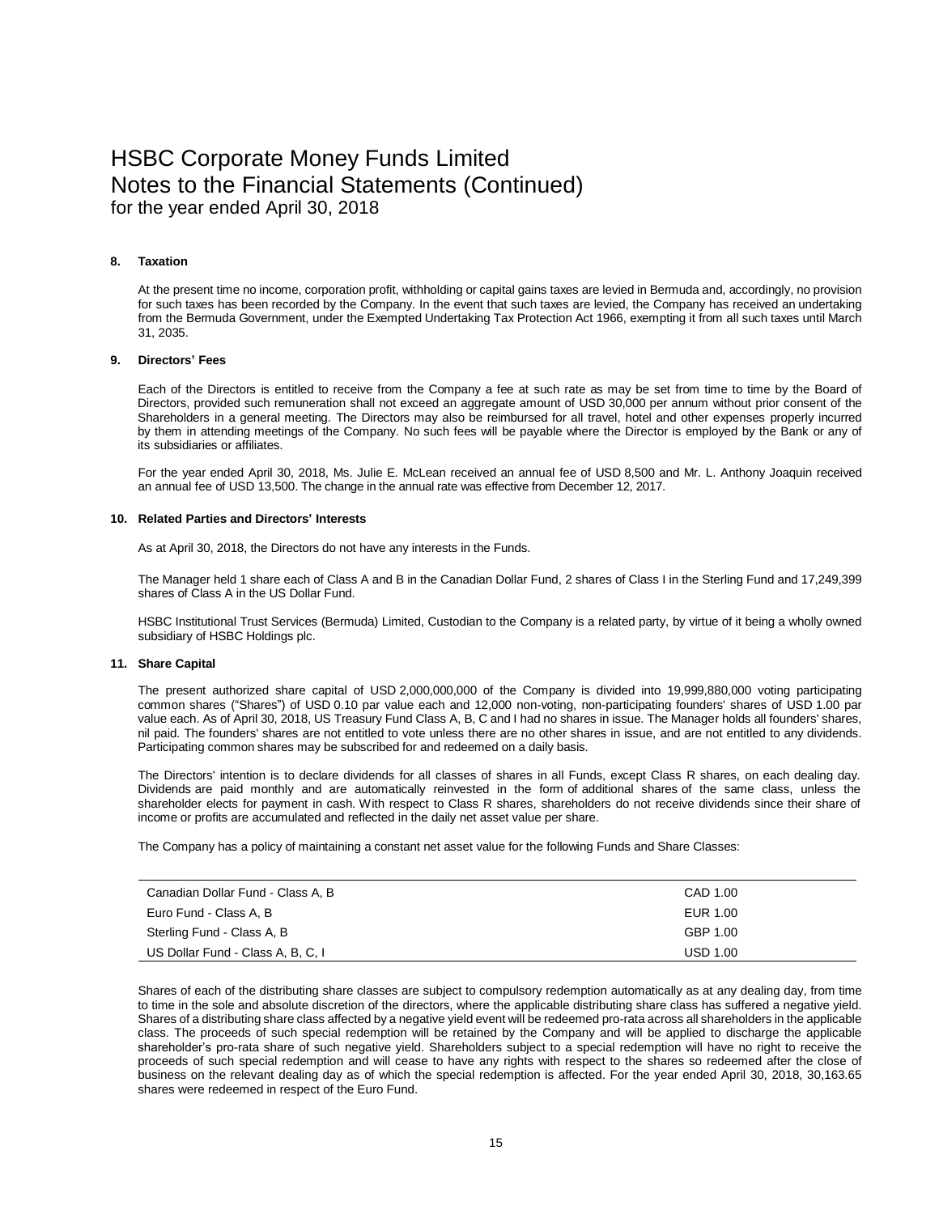# HSBC Corporate Money Funds Limited
## Notes to the Financial Statements (Continued)
for the year ended April 30, 2018

### 8. Taxation

At the present time no income, corporation profit, withholding or capital gains taxes are levied in Bermuda and, accordingly, no provision for such taxes has been recorded by the Company. In the event that such taxes are levied, the Company has received an undertaking from the Bermuda Government, under the Exempted Undertaking Tax Protection Act 1966, exempting it from all such taxes until March 31, 2035.

### 9. Directors' Fees

Each of the Directors is entitled to receive from the Company a fee at such rate as may be set from time to time by the Board of Directors, provided such remuneration shall not exceed an aggregate amount of USD 30,000 per annum without prior consent of the Shareholders in a general meeting. The Directors may also be reimbursed for all travel, hotel and other expenses properly incurred by them in attending meetings of the Company. No such fees will be payable where the Director is employed by the Bank or any of its subsidiaries or affiliates.

For the year ended April 30, 2018, Ms. Julie E. McLean received an annual fee of USD 8,500 and Mr. L. Anthony Joaquin received an annual fee of USD 13,500. The change in the annual rate was effective from December 12, 2017.

### 10. Related Parties and Directors' Interests

As at April 30, 2018, the Directors do not have any interests in the Funds.

The Manager held 1 share each of Class A and B in the Canadian Dollar Fund, 2 shares of Class I in the Sterling Fund and 17,249,399 shares of Class A in the US Dollar Fund.

HSBC Institutional Trust Services (Bermuda) Limited, Custodian to the Company is a related party, by virtue of it being a wholly owned subsidiary of HSBC Holdings plc.

### 11. Share Capital

The present authorized share capital of USD 2,000,000,000 of the Company is divided into 19,999,880,000 voting participating common shares ("Shares") of USD 0.10 par value each and 12,000 non-voting, non-participating founders' shares of USD 1.00 par value each. As of April 30, 2018, US Treasury Fund Class A, B, C and I had no shares in issue. The Manager holds all founders' shares, nil paid. The founders' shares are not entitled to vote unless there are no other shares in issue, and are not entitled to any dividends. Participating common shares may be subscribed for and redeemed on a daily basis.

The Directors' intention is to declare dividends for all classes of shares in all Funds, except Class R shares, on each dealing day. Dividends are paid monthly and are automatically reinvested in the form of additional shares of the same class, unless the shareholder elects for payment in cash. With respect to Class R shares, shareholders do not receive dividends since their share of income or profits are accumulated and reflected in the daily net asset value per share.

The Company has a policy of maintaining a constant net asset value for the following Funds and Share Classes:

| | |
|---|---|
| Canadian Dollar Fund - Class A, B | CAD 1.00 |
| Euro Fund - Class A, B | EUR 1.00 |
| Sterling Fund - Class A, B | GBP 1.00 |
| US Dollar Fund - Class A, B, C, I | USD 1.00 |

Shares of each of the distributing share classes are subject to compulsory redemption automatically as at any dealing day, from time to time in the sole and absolute discretion of the directors, where the applicable distributing share class has suffered a negative yield. Shares of a distributing share class affected by a negative yield event will be redeemed pro-rata across all shareholders in the applicable class. The proceeds of such special redemption will be retained by the Company and will be applied to discharge the applicable shareholder's pro-rata share of such negative yield. Shareholders subject to a special redemption will have no right to receive the proceeds of such special redemption and will cease to have any rights with respect to the shares so redeemed after the close of business on the relevant dealing day as of which the special redemption is affected. For the year ended April 30, 2018, 30,163.65 shares were redeemed in respect of the Euro Fund.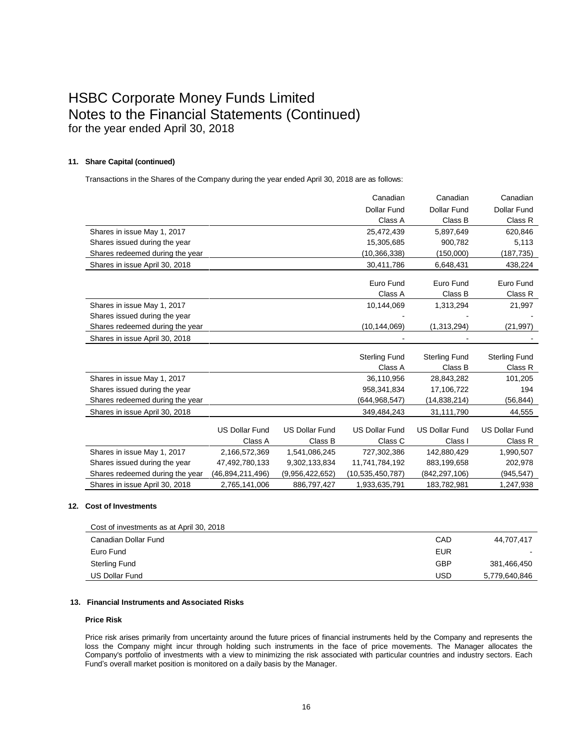# HSBC Corporate Money Funds Limited
# Notes to the Financial Statements (Continued)
## for the year ended April 30, 2018

### 11. Share Capital (continued)

Transactions in the Shares of the Company during the year ended April 30, 2018 are as follows:

| | Canadian Dollar Fund Class A | Canadian Dollar Fund Class B | Canadian Dollar Fund Class R |
|---|---|---|---|
| Shares in issue May 1, 2017 | 25,472,439 | 5,897,649 | 620,846 |
| Shares issued during the year | 15,305,685 | 900,782 | 5,113 |
| Shares redeemed during the year | (10,366,338) | (150,000) | (187,735) |
| Shares in issue April 30, 2018 | 30,411,786 | 6,648,431 | 438,224 |

| | Euro Fund Class A | Euro Fund Class B | Euro Fund Class R |
|---|---|---|---|
| Shares in issue May 1, 2017 | 10,144,069 | 1,313,294 | 21,997 |
| Shares issued during the year | - | - | - |
| Shares redeemed during the year | (10,144,069) | (1,313,294) | (21,997) |
| Shares in issue April 30, 2018 | - | - | - |

| | Sterling Fund Class A | Sterling Fund Class B | Sterling Fund Class R |
|---|---|---|---|
| Shares in issue May 1, 2017 | 36,110,956 | 28,843,282 | 101,205 |
| Shares issued during the year | 958,341,834 | 17,106,722 | 194 |
| Shares redeemed during the year | (644,968,547) | (14,838,214) | (56,844) |
| Shares in issue April 30, 2018 | 349,484,243 | 31,111,790 | 44,555 |

| | US Dollar Fund Class A | US Dollar Fund Class B | US Dollar Fund Class C | US Dollar Fund Class I | US Dollar Fund Class R |
|---|---|---|---|---|---|
| Shares in issue May 1, 2017 | 2,166,572,369 | 1,541,086,245 | 727,302,386 | 142,880,429 | 1,990,507 |
| Shares issued during the year | 47,492,780,133 | 9,302,133,834 | 11,741,784,192 | 883,199,658 | 202,978 |
| Shares redeemed during the year | (46,894,211,496) | (9,956,422,652) | (10,535,450,787) | (842,297,106) | (945,547) |
| Shares in issue April 30, 2018 | 2,765,141,006 | 886,797,427 | 1,933,635,791 | 183,782,981 | 1,247,938 |

### 12. Cost of Investments

| Cost of investments as at April 30, 2018 | | |
|---|---|---|
| Canadian Dollar Fund | CAD | 44,707,417 |
| Euro Fund | EUR | - |
| Sterling Fund | GBP | 381,466,450 |
| US Dollar Fund | USD | 5,779,640,846 |

### 13. Financial Instruments and Associated Risks

**Price Risk**

Price risk arises primarily from uncertainty around the future prices of financial instruments held by the Company and represents the loss the Company might incur through holding such instruments in the face of price movements. The Manager allocates the Company's portfolio of investments with a view to minimizing the risk associated with particular countries and industry sectors. Each Fund's overall market position is monitored on a daily basis by the Manager.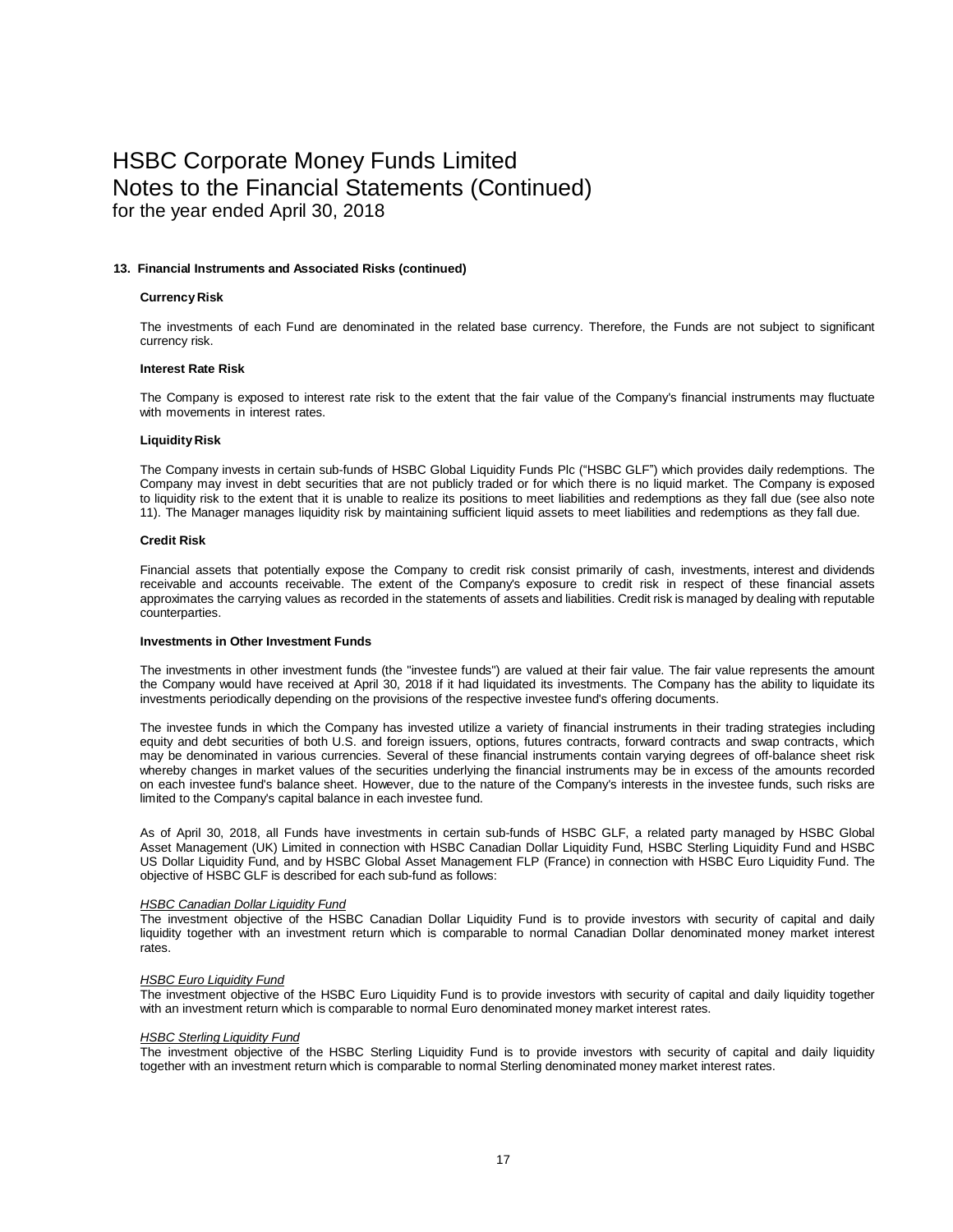# HSBC Corporate Money Funds Limited
# Notes to the Financial Statements (Continued)
for the year ended April 30, 2018

**13. Financial Instruments and Associated Risks (continued)**

**Currency Risk**

The investments of each Fund are denominated in the related base currency. Therefore, the Funds are not subject to significant currency risk.

**Interest Rate Risk**

The Company is exposed to interest rate risk to the extent that the fair value of the Company's financial instruments may fluctuate with movements in interest rates.

**Liquidity Risk**

The Company invests in certain sub-funds of HSBC Global Liquidity Funds Plc ("HSBC GLF") which provides daily redemptions. The Company may invest in debt securities that are not publicly traded or for which there is no liquid market. The Company is exposed to liquidity risk to the extent that it is unable to realize its positions to meet liabilities and redemptions as they fall due (see also note 11). The Manager manages liquidity risk by maintaining sufficient liquid assets to meet liabilities and redemptions as they fall due.

**Credit Risk**

Financial assets that potentially expose the Company to credit risk consist primarily of cash, investments, interest and dividends receivable and accounts receivable. The extent of the Company's exposure to credit risk in respect of these financial assets approximates the carrying values as recorded in the statements of assets and liabilities. Credit risk is managed by dealing with reputable counterparties.

**Investments in Other Investment Funds**

The investments in other investment funds (the "investee funds") are valued at their fair value. The fair value represents the amount the Company would have received at April 30, 2018 if it had liquidated its investments. The Company has the ability to liquidate its investments periodically depending on the provisions of the respective investee fund's offering documents.

The investee funds in which the Company has invested utilize a variety of financial instruments in their trading strategies including equity and debt securities of both U.S. and foreign issuers, options, futures contracts, forward contracts and swap contracts, which may be denominated in various currencies. Several of these financial instruments contain varying degrees of off-balance sheet risk whereby changes in market values of the securities underlying the financial instruments may be in excess of the amounts recorded on each investee fund's balance sheet. However, due to the nature of the Company's interests in the investee funds, such risks are limited to the Company's capital balance in each investee fund.

As of April 30, 2018, all Funds have investments in certain sub-funds of HSBC GLF, a related party managed by HSBC Global Asset Management (UK) Limited in connection with HSBC Canadian Dollar Liquidity Fund, HSBC Sterling Liquidity Fund and HSBC US Dollar Liquidity Fund, and by HSBC Global Asset Management FLP (France) in connection with HSBC Euro Liquidity Fund. The objective of HSBC GLF is described for each sub-fund as follows:

*HSBC Canadian Dollar Liquidity Fund*
The investment objective of the HSBC Canadian Dollar Liquidity Fund is to provide investors with security of capital and daily liquidity together with an investment return which is comparable to normal Canadian Dollar denominated money market interest rates.

*HSBC Euro Liquidity Fund*
The investment objective of the HSBC Euro Liquidity Fund is to provide investors with security of capital and daily liquidity together with an investment return which is comparable to normal Euro denominated money market interest rates.

*HSBC Sterling Liquidity Fund*
The investment objective of the HSBC Sterling Liquidity Fund is to provide investors with security of capital and daily liquidity together with an investment return which is comparable to normal Sterling denominated money market interest rates.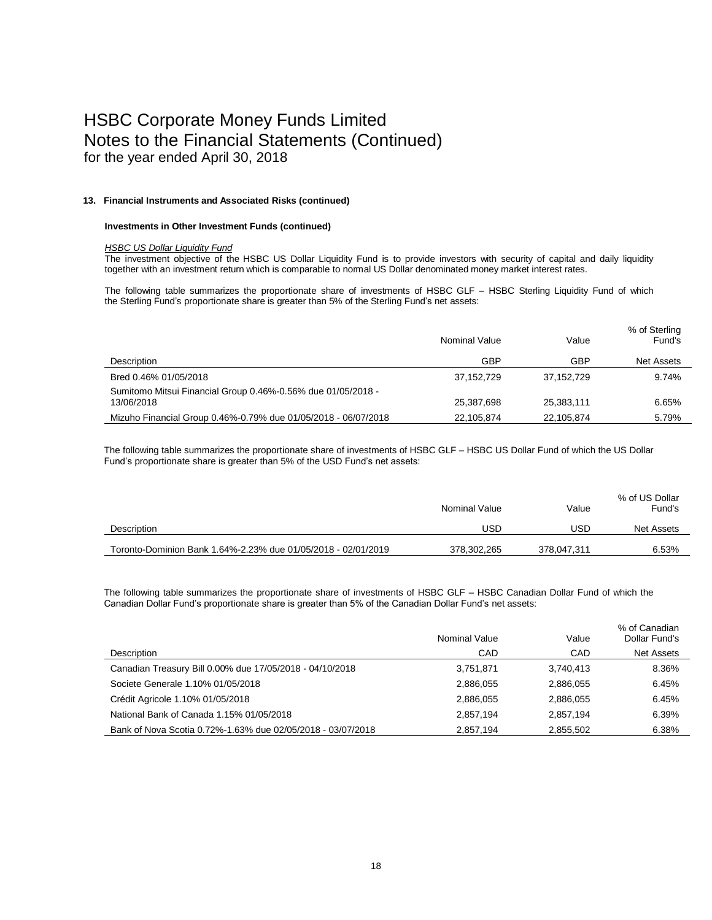# HSBC Corporate Money Funds Limited
# Notes to the Financial Statements (Continued)
## for the year ended April 30, 2018

### 13. Financial Instruments and Associated Risks (continued)

#### Investments in Other Investment Funds (continued)

*HSBC US Dollar Liquidity Fund*

The investment objective of the HSBC US Dollar Liquidity Fund is to provide investors with security of capital and daily liquidity together with an investment return which is comparable to normal US Dollar denominated money market interest rates.

The following table summarizes the proportionate share of investments of HSBC GLF – HSBC Sterling Liquidity Fund of which the Sterling Fund's proportionate share is greater than 5% of the Sterling Fund's net assets:

| Description | Nominal Value GBP | Value GBP | % of Sterling Fund's Net Assets |
|---|---|---|---|
| Bred 0.46% 01/05/2018 | 37,152,729 | 37,152,729 | 9.74% |
| Sumitomo Mitsui Financial Group 0.46%-0.56% due 01/05/2018 - 13/06/2018 | 25,387,698 | 25,383,111 | 6.65% |
| Mizuho Financial Group 0.46%-0.79% due 01/05/2018 - 06/07/2018 | 22,105,874 | 22,105,874 | 5.79% |

The following table summarizes the proportionate share of investments of HSBC GLF – HSBC US Dollar Fund of which the US Dollar Fund's proportionate share is greater than 5% of the USD Fund's net assets:

| Description | Nominal Value USD | Value USD | % of US Dollar Fund's Net Assets |
|---|---|---|---|
| Toronto-Dominion Bank 1.64%-2.23% due 01/05/2018 - 02/01/2019 | 378,302,265 | 378,047,311 | 6.53% |

The following table summarizes the proportionate share of investments of HSBC GLF – HSBC Canadian Dollar Fund of which the Canadian Dollar Fund's proportionate share is greater than 5% of the Canadian Dollar Fund's net assets:

| Description | Nominal Value CAD | Value CAD | % of Canadian Dollar Fund's Net Assets |
|---|---|---|---|
| Canadian Treasury Bill 0.00% due 17/05/2018 - 04/10/2018 | 3,751,871 | 3,740,413 | 8.36% |
| Societe Generale 1.10% 01/05/2018 | 2,886,055 | 2,886,055 | 6.45% |
| Crédit Agricole 1.10% 01/05/2018 | 2,886,055 | 2,886,055 | 6.45% |
| National Bank of Canada 1.15% 01/05/2018 | 2,857,194 | 2,857,194 | 6.39% |
| Bank of Nova Scotia 0.72%-1.63% due 02/05/2018 - 03/07/2018 | 2,857,194 | 2,855,502 | 6.38% |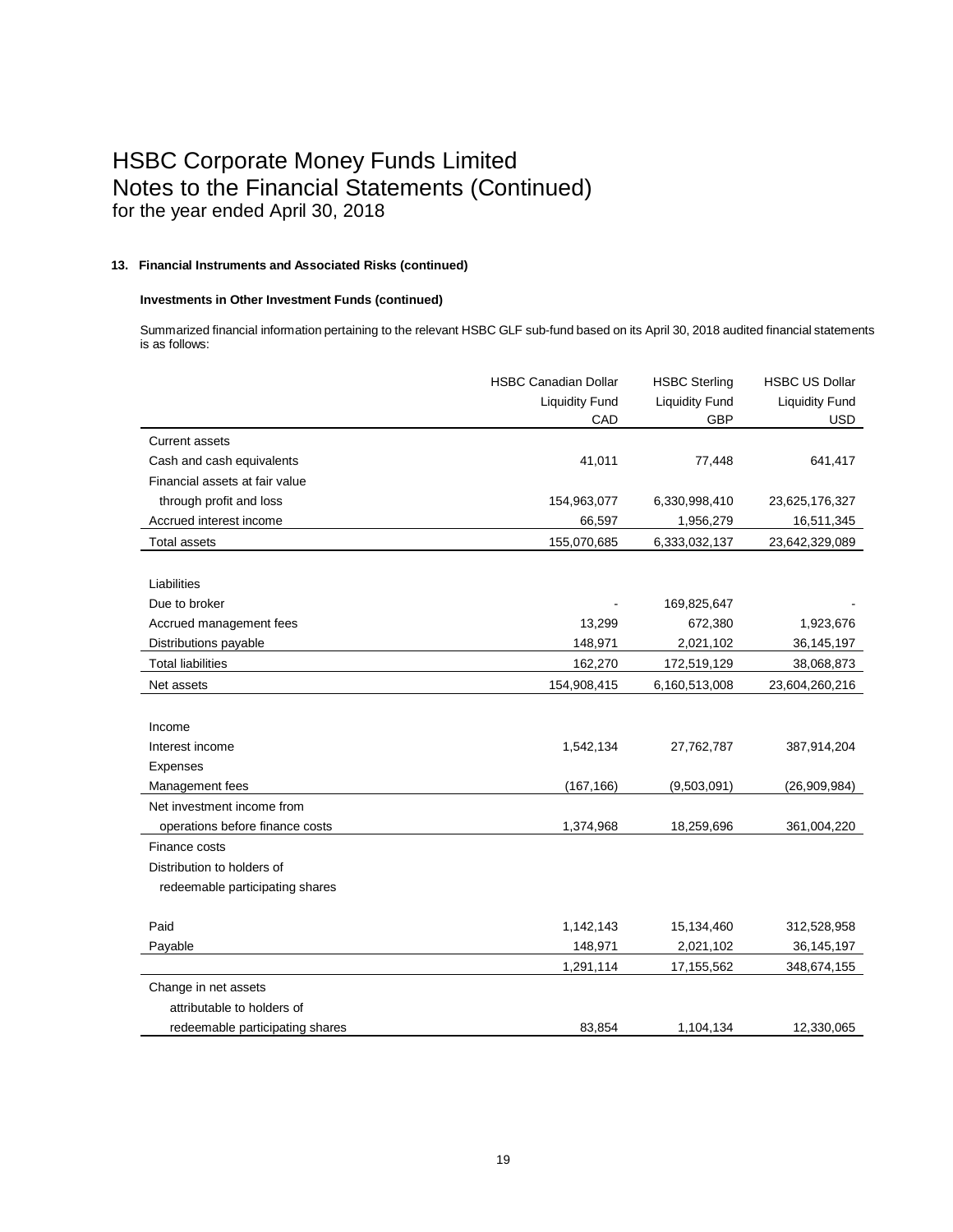# HSBC Corporate Money Funds Limited
# Notes to the Financial Statements (Continued)
for the year ended April 30, 2018

### 13. Financial Instruments and Associated Risks (continued)

#### Investments in Other Investment Funds (continued)

Summarized financial information pertaining to the relevant HSBC GLF sub-fund based on its April 30, 2018 audited financial statements is as follows:

| | HSBC Canadian Dollar Liquidity Fund | HSBC Sterling Liquidity Fund | HSBC US Dollar Liquidity Fund |
|---|---|---|---|
| | CAD | GBP | USD |
| Current assets | | | |
| Cash and cash equivalents | 41,011 | 77,448 | 641,417 |
| Financial assets at fair value through profit and loss | 154,963,077 | 6,330,998,410 | 23,625,176,327 |
| Accrued interest income | 66,597 | 1,956,279 | 16,511,345 |
| Total assets | 155,070,685 | 6,333,032,137 | 23,642,329,089 |
| | | | |
| Liabilities | | | |
| Due to broker | - | 169,825,647 | - |
| Accrued management fees | 13,299 | 672,380 | 1,923,676 |
| Distributions payable | 148,971 | 2,021,102 | 36,145,197 |
| Total liabilities | 162,270 | 172,519,129 | 38,068,873 |
| Net assets | 154,908,415 | 6,160,513,008 | 23,604,260,216 |
| | | | |
| Income | | | |
| Interest income | 1,542,134 | 27,762,787 | 387,914,204 |
| Expenses | | | |
| Management fees | (167,166) | (9,503,091) | (26,909,984) |
| Net investment income from operations before finance costs | 1,374,968 | 18,259,696 | 361,004,220 |
| Finance costs | | | |
| Distribution to holders of redeemable participating shares | | | |
| Paid | 1,142,143 | 15,134,460 | 312,528,958 |
| Payable | 148,971 | 2,021,102 | 36,145,197 |
| | 1,291,114 | 17,155,562 | 348,674,155 |
| Change in net assets attributable to holders of redeemable participating shares | 83,854 | 1,104,134 | 12,330,065 |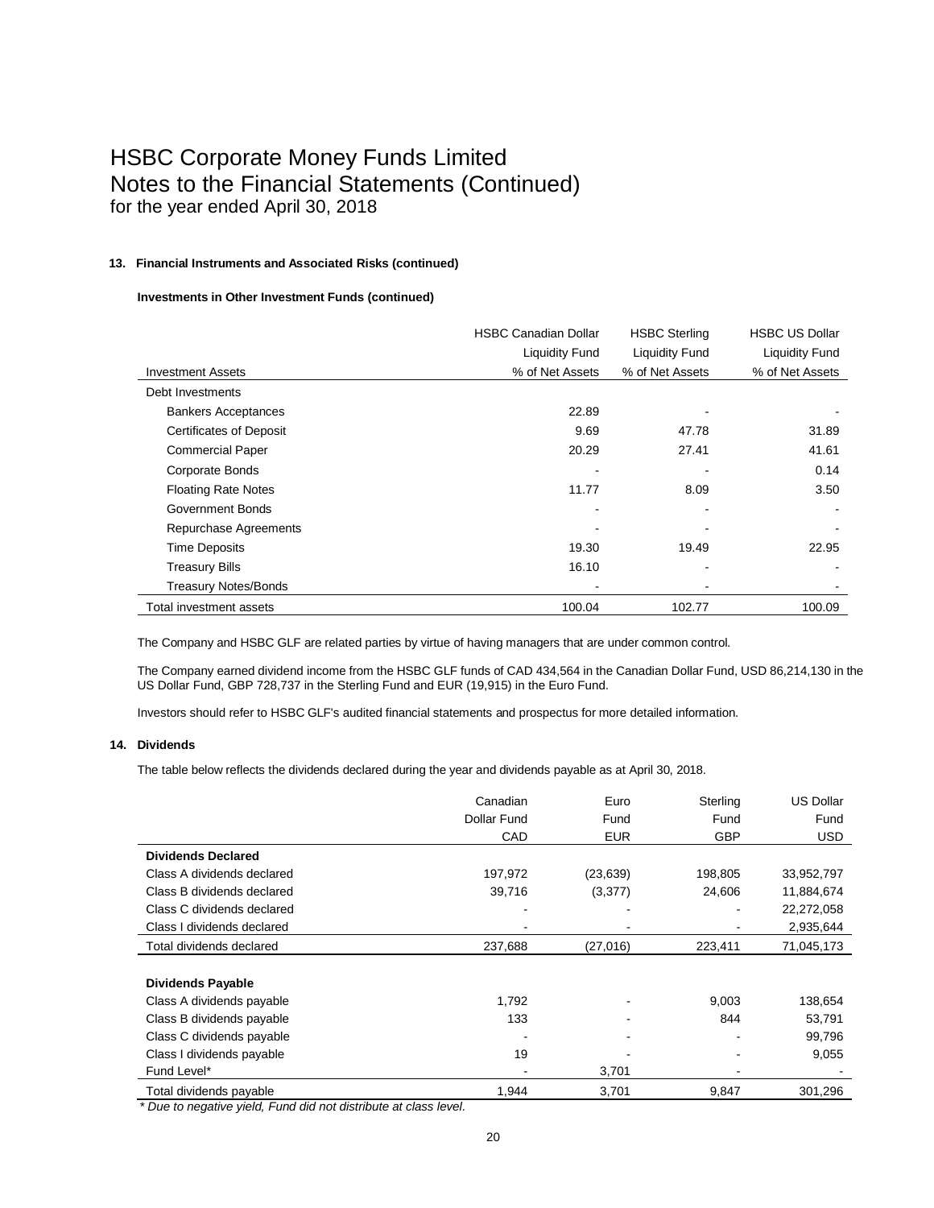# HSBC Corporate Money Funds Limited
# Notes to the Financial Statements (Continued)
## for the year ended April 30, 2018

### 13. Financial Instruments and Associated Risks (continued)

**Investments in Other Investment Funds (continued)**

| Investment Assets | HSBC Canadian Dollar Liquidity Fund % of Net Assets | HSBC Sterling Liquidity Fund % of Net Assets | HSBC US Dollar Liquidity Fund % of Net Assets |
|---|---|---|---|
| Debt Investments | | | |
| Bankers Acceptances | 22.89 | - | - |
| Certificates of Deposit | 9.69 | 47.78 | 31.89 |
| Commercial Paper | 20.29 | 27.41 | 41.61 |
| Corporate Bonds | - | - | 0.14 |
| Floating Rate Notes | 11.77 | 8.09 | 3.50 |
| Government Bonds | - | - | - |
| Repurchase Agreements | - | - | - |
| Time Deposits | 19.30 | 19.49 | 22.95 |
| Treasury Bills | 16.10 | - | - |
| Treasury Notes/Bonds | - | - | - |
| Total investment assets | 100.04 | 102.77 | 100.09 |

The Company and HSBC GLF are related parties by virtue of having managers that are under common control.

The Company earned dividend income from the HSBC GLF funds of CAD 434,564 in the Canadian Dollar Fund, USD 86,214,130 in the US Dollar Fund, GBP 728,737 in the Sterling Fund and EUR (19,915) in the Euro Fund.

Investors should refer to HSBC GLF's audited financial statements and prospectus for more detailed information.

### 14. Dividends

The table below reflects the dividends declared during the year and dividends payable as at April 30, 2018.

| | Canadian Dollar Fund CAD | Euro Fund EUR | Sterling Fund GBP | US Dollar Fund USD |
|---|---|---|---|---|
| **Dividends Declared** | | | | |
| Class A dividends declared | 197,972 | (23,639) | 198,805 | 33,952,797 |
| Class B dividends declared | 39,716 | (3,377) | 24,606 | 11,884,674 |
| Class C dividends declared | - | - | - | 22,272,058 |
| Class I dividends declared | - | - | - | 2,935,644 |
| Total dividends declared | 237,688 | (27,016) | 223,411 | 71,045,173 |
| | | | | |
| **Dividends Payable** | | | | |
| Class A dividends payable | 1,792 | - | 9,003 | 138,654 |
| Class B dividends payable | 133 | - | 844 | 53,791 |
| Class C dividends payable | - | - | - | 99,796 |
| Class I dividends payable | 19 | - | - | 9,055 |
| Fund Level* | - | 3,701 | - | - |
| Total dividends payable | 1,944 | 3,701 | 9,847 | 301,296 |

*\* Due to negative yield, Fund did not distribute at class level.*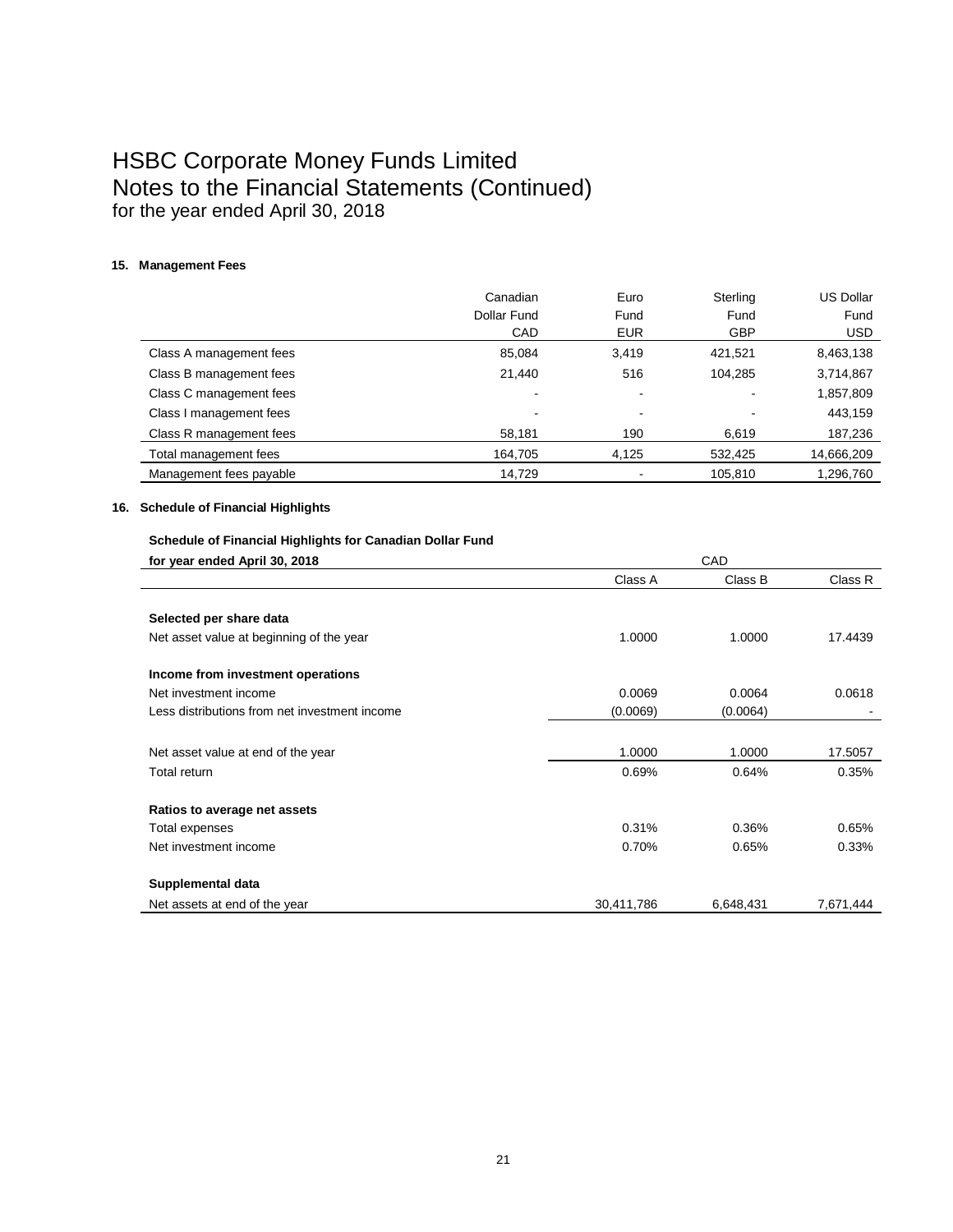# HSBC Corporate Money Funds Limited
## Notes to the Financial Statements (Continued)
for the year ended April 30, 2018

### 15. Management Fees

| | Canadian Dollar Fund CAD | Euro Fund EUR | Sterling Fund GBP | US Dollar Fund USD |
|---|---|---|---|---|
| Class A management fees | 85,084 | 3,419 | 421,521 | 8,463,138 |
| Class B management fees | 21,440 | 516 | 104,285 | 3,714,867 |
| Class C management fees | - | - | - | 1,857,809 |
| Class I management fees | - | - | - | 443,159 |
| Class R management fees | 58,181 | 190 | 6,619 | 187,236 |
| Total management fees | 164,705 | 4,125 | 532,425 | 14,666,209 |
| Management fees payable | 14,729 | - | 105,810 | 1,296,760 |

### 16. Schedule of Financial Highlights

**Schedule of Financial Highlights for Canadian Dollar Fund**

| for year ended April 30, 2018 | CAD | | |
|---|---|---|---|
| | Class A | Class B | Class R |
| **Selected per share data** | | | |
| Net asset value at beginning of the year | 1.0000 | 1.0000 | 17.4439 |
| **Income from investment operations** | | | |
| Net investment income | 0.0069 | 0.0064 | 0.0618 |
| Less distributions from net investment income | (0.0069) | (0.0064) | - |
| Net asset value at end of the year | 1.0000 | 1.0000 | 17.5057 |
| Total return | 0.69% | 0.64% | 0.35% |
| **Ratios to average net assets** | | | |
| Total expenses | 0.31% | 0.36% | 0.65% |
| Net investment income | 0.70% | 0.65% | 0.33% |
| **Supplemental data** | | | |
| Net assets at end of the year | 30,411,786 | 6,648,431 | 7,671,444 |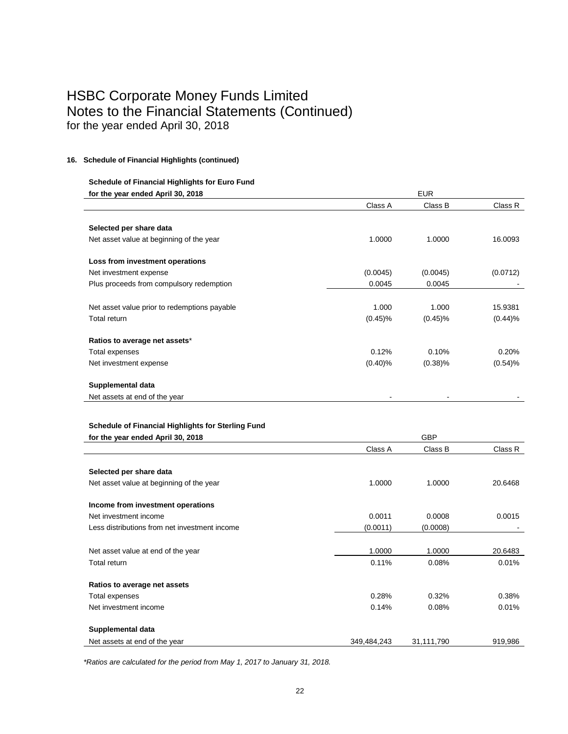# HSBC Corporate Money Funds Limited
# Notes to the Financial Statements (Continued)
## for the year ended April 30, 2018

### 16. Schedule of Financial Highlights (continued)

**Schedule of Financial Highlights for Euro Fund**

| for the year ended April 30, 2018 | EUR | | |
|---|---|---|---|
| | Class A | Class B | Class R |
| **Selected per share data** | | | |
| Net asset value at beginning of the year | 1.0000 | 1.0000 | 16.0093 |
| **Loss from investment operations** | | | |
| Net investment expense | (0.0045) | (0.0045) | (0.0712) |
| Plus proceeds from compulsory redemption | 0.0045 | 0.0045 | - |
| Net asset value prior to redemptions payable | 1.000 | 1.000 | 15.9381 |
| Total return | (0.45)% | (0.45)% | (0.44)% |
| **Ratios to average net assets*** | | | |
| Total expenses | 0.12% | 0.10% | 0.20% |
| Net investment expense | (0.40)% | (0.38)% | (0.54)% |
| **Supplemental data** | | | |
| Net assets at end of the year | - | - | - |

**Schedule of Financial Highlights for Sterling Fund**

| for the year ended April 30, 2018 | GBP | | |
|---|---|---|---|
| | Class A | Class B | Class R |
| **Selected per share data** | | | |
| Net asset value at beginning of the year | 1.0000 | 1.0000 | 20.6468 |
| **Income from investment operations** | | | |
| Net investment income | 0.0011 | 0.0008 | 0.0015 |
| Less distributions from net investment income | (0.0011) | (0.0008) | - |
| Net asset value at end of the year | 1.0000 | 1.0000 | 20.6483 |
| Total return | 0.11% | 0.08% | 0.01% |
| **Ratios to average net assets** | | | |
| Total expenses | 0.28% | 0.32% | 0.38% |
| Net investment income | 0.14% | 0.08% | 0.01% |
| **Supplemental data** | | | |
| Net assets at end of the year | 349,484,243 | 31,111,790 | 919,986 |

*\*Ratios are calculated for the period from May 1, 2017 to January 31, 2018.*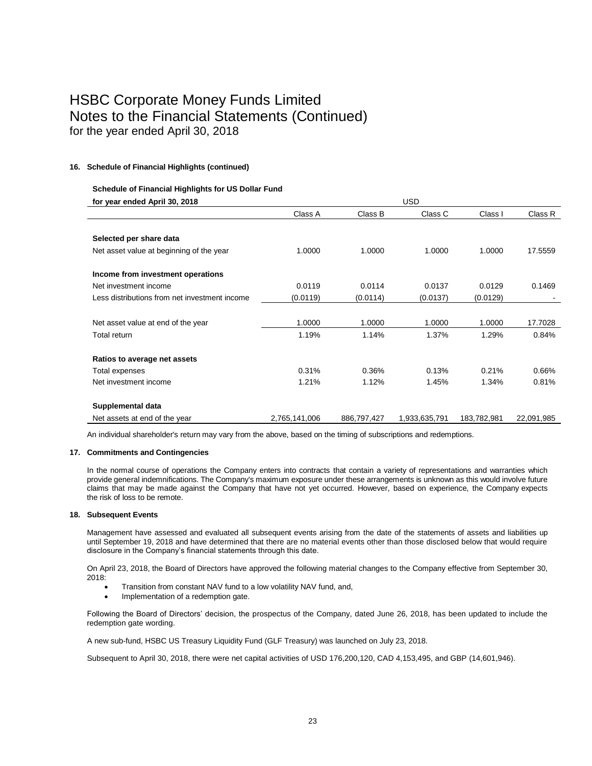# HSBC Corporate Money Funds Limited
# Notes to the Financial Statements (Continued)
## for the year ended April 30, 2018

### 16. Schedule of Financial Highlights (continued)

**Schedule of Financial Highlights for US Dollar Fund**

| for year ended April 30, 2018 | USD | | | | |
|---|---|---|---|---|---|
| | Class A | Class B | Class C | Class I | Class R |
| **Selected per share data** | | | | | |
| Net asset value at beginning of the year | 1.0000 | 1.0000 | 1.0000 | 1.0000 | 17.5559 |
| **Income from investment operations** | | | | | |
| Net investment income | 0.0119 | 0.0114 | 0.0137 | 0.0129 | 0.1469 |
| Less distributions from net investment income | (0.0119) | (0.0114) | (0.0137) | (0.0129) | - |
| Net asset value at end of the year | 1.0000 | 1.0000 | 1.0000 | 1.0000 | 17.7028 |
| Total return | 1.19% | 1.14% | 1.37% | 1.29% | 0.84% |
| **Ratios to average net assets** | | | | | |
| Total expenses | 0.31% | 0.36% | 0.13% | 0.21% | 0.66% |
| Net investment income | 1.21% | 1.12% | 1.45% | 1.34% | 0.81% |
| **Supplemental data** | | | | | |
| Net assets at end of the year | 2,765,141,006 | 886,797,427 | 1,933,635,791 | 183,782,981 | 22,091,985 |

An individual shareholder's return may vary from the above, based on the timing of subscriptions and redemptions.

### 17. Commitments and Contingencies

In the normal course of operations the Company enters into contracts that contain a variety of representations and warranties which provide general indemnifications. The Company's maximum exposure under these arrangements is unknown as this would involve future claims that may be made against the Company that have not yet occurred. However, based on experience, the Company expects the risk of loss to be remote.

### 18. Subsequent Events

Management have assessed and evaluated all subsequent events arising from the date of the statements of assets and liabilities up until September 19, 2018 and have determined that there are no material events other than those disclosed below that would require disclosure in the Company's financial statements through this date.

On April 23, 2018, the Board of Directors have approved the following material changes to the Company effective from September 30, 2018:

- Transition from constant NAV fund to a low volatility NAV fund, and,
- Implementation of a redemption gate.

Following the Board of Directors' decision, the prospectus of the Company, dated June 26, 2018, has been updated to include the redemption gate wording.

A new sub-fund, HSBC US Treasury Liquidity Fund (GLF Treasury) was launched on July 23, 2018.

Subsequent to April 30, 2018, there were net capital activities of USD 176,200,120, CAD 4,153,495, and GBP (14,601,946).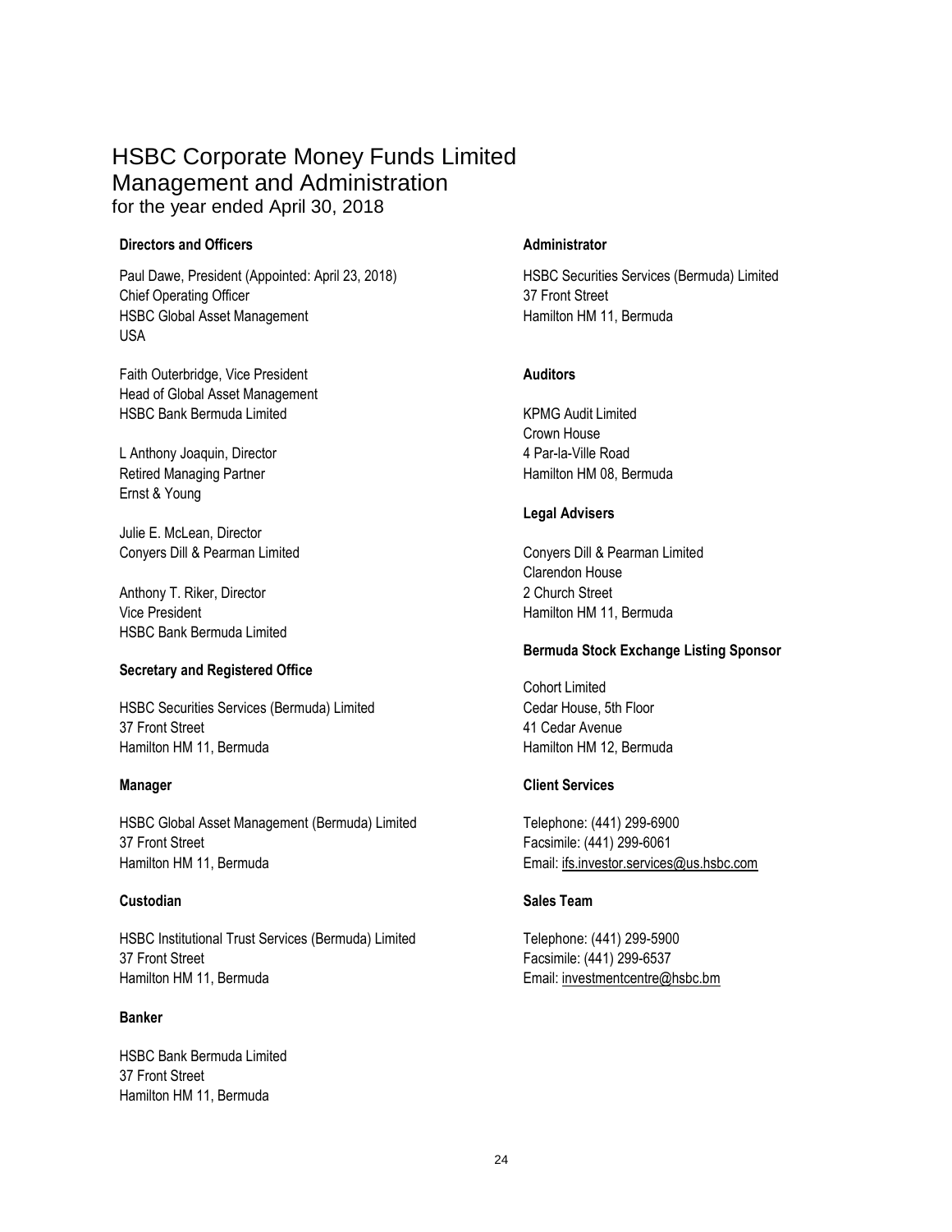# HSBC Corporate Money Funds Limited
# Management and Administration
for the year ended April 30, 2018

### Directors and Officers

Paul Dawe, President (Appointed: April 23, 2018)
Chief Operating Officer
HSBC Global Asset Management
USA

Faith Outerbridge, Vice President
Head of Global Asset Management
HSBC Bank Bermuda Limited

L Anthony Joaquin, Director
Retired Managing Partner
Ernst & Young

Julie E. McLean, Director
Conyers Dill & Pearman Limited

Anthony T. Riker, Director
Vice President
HSBC Bank Bermuda Limited

### Secretary and Registered Office

HSBC Securities Services (Bermuda) Limited
37 Front Street
Hamilton HM 11, Bermuda

### Manager

HSBC Global Asset Management (Bermuda) Limited
37 Front Street
Hamilton HM 11, Bermuda

### Custodian

HSBC Institutional Trust Services (Bermuda) Limited
37 Front Street
Hamilton HM 11, Bermuda

### Banker

HSBC Bank Bermuda Limited
37 Front Street
Hamilton HM 11, Bermuda

### Administrator

HSBC Securities Services (Bermuda) Limited
37 Front Street
Hamilton HM 11, Bermuda

### Auditors

KPMG Audit Limited
Crown House
4 Par-la-Ville Road
Hamilton HM 08, Bermuda

### Legal Advisers

Conyers Dill & Pearman Limited
Clarendon House
2 Church Street
Hamilton HM 11, Bermuda

### Bermuda Stock Exchange Listing Sponsor

Cohort Limited
Cedar House, 5th Floor
41 Cedar Avenue
Hamilton HM 12, Bermuda

### Client Services

Telephone: (441) 299-6900
Facsimile: (441) 299-6061
Email: ifs.investor.services@us.hsbc.com

### Sales Team

Telephone: (441) 299-5900
Facsimile: (441) 299-6537
Email: investmentcentre@hsbc.bm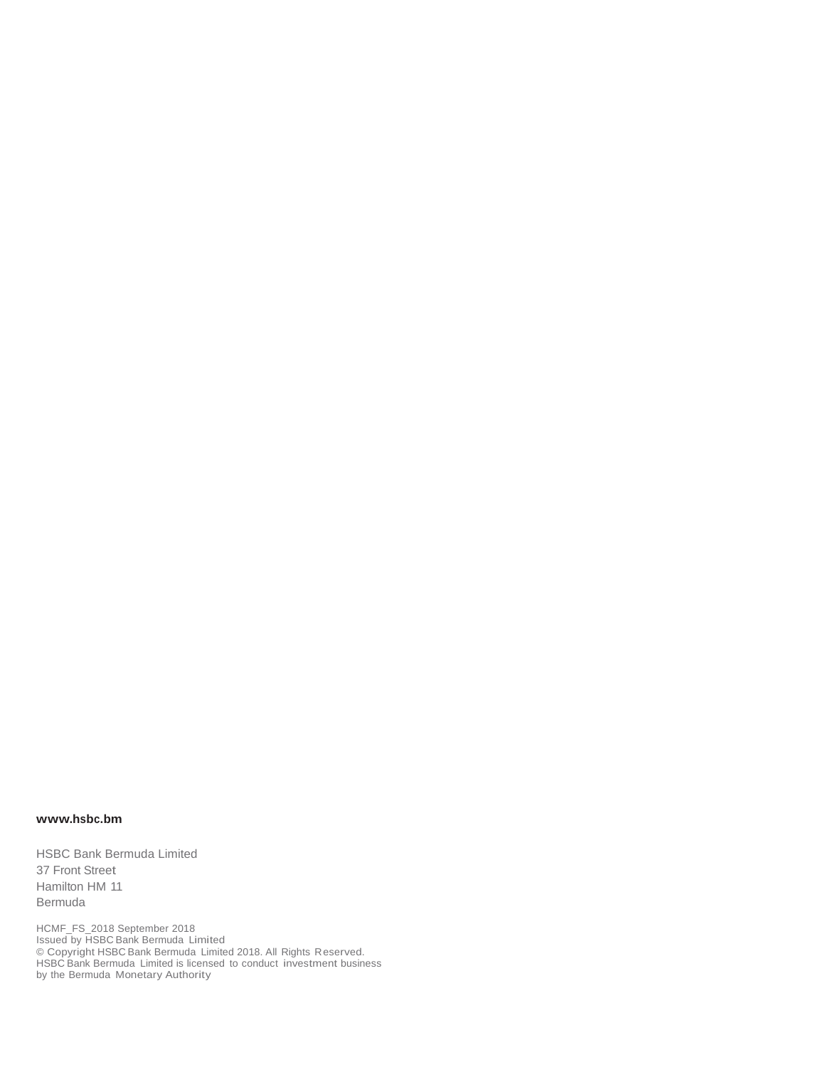**www.hsbc.bm**

HSBC Bank Bermuda Limited
37 Front Street
Hamilton HM 11
Bermuda

HCMF_FS_2018 September 2018
Issued by HSBC Bank Bermuda Limited
© Copyright HSBC Bank Bermuda Limited 2018. All Rights Reserved.
HSBC Bank Bermuda Limited is licensed to conduct investment business by the Bermuda Monetary Authority